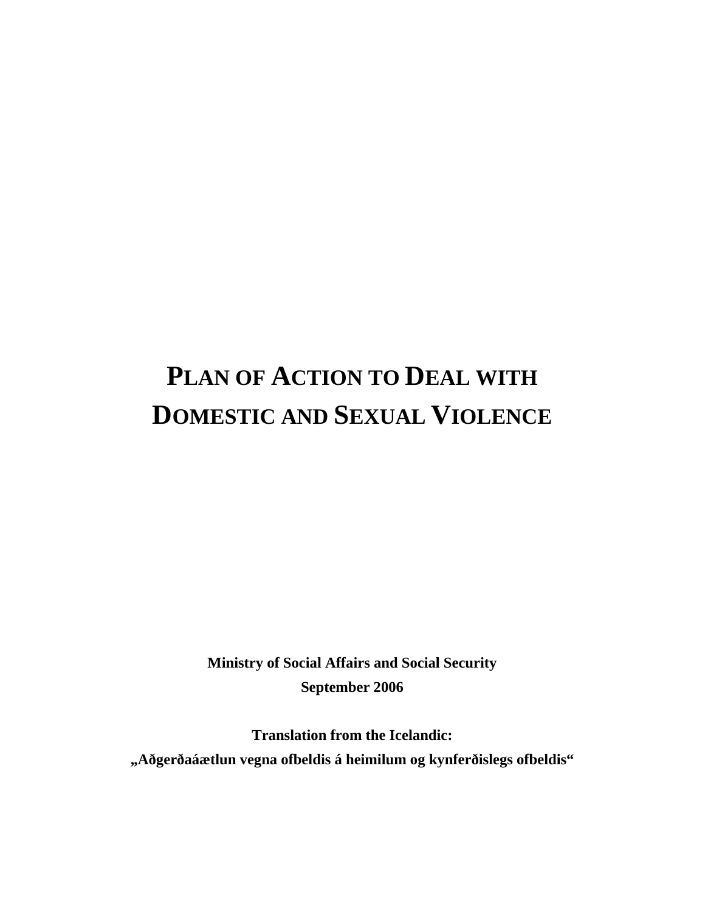# PLAN OF ACTION TO DEAL WITH DOMESTIC AND SEXUAL VIOLENCE

**Ministry of Social Affairs and Social Security**

**September 2006**

**Translation from the Icelandic:**

**„Aðgerðaáætlun vegna ofbeldis á heimilum og kynferðislegs ofbeldis"**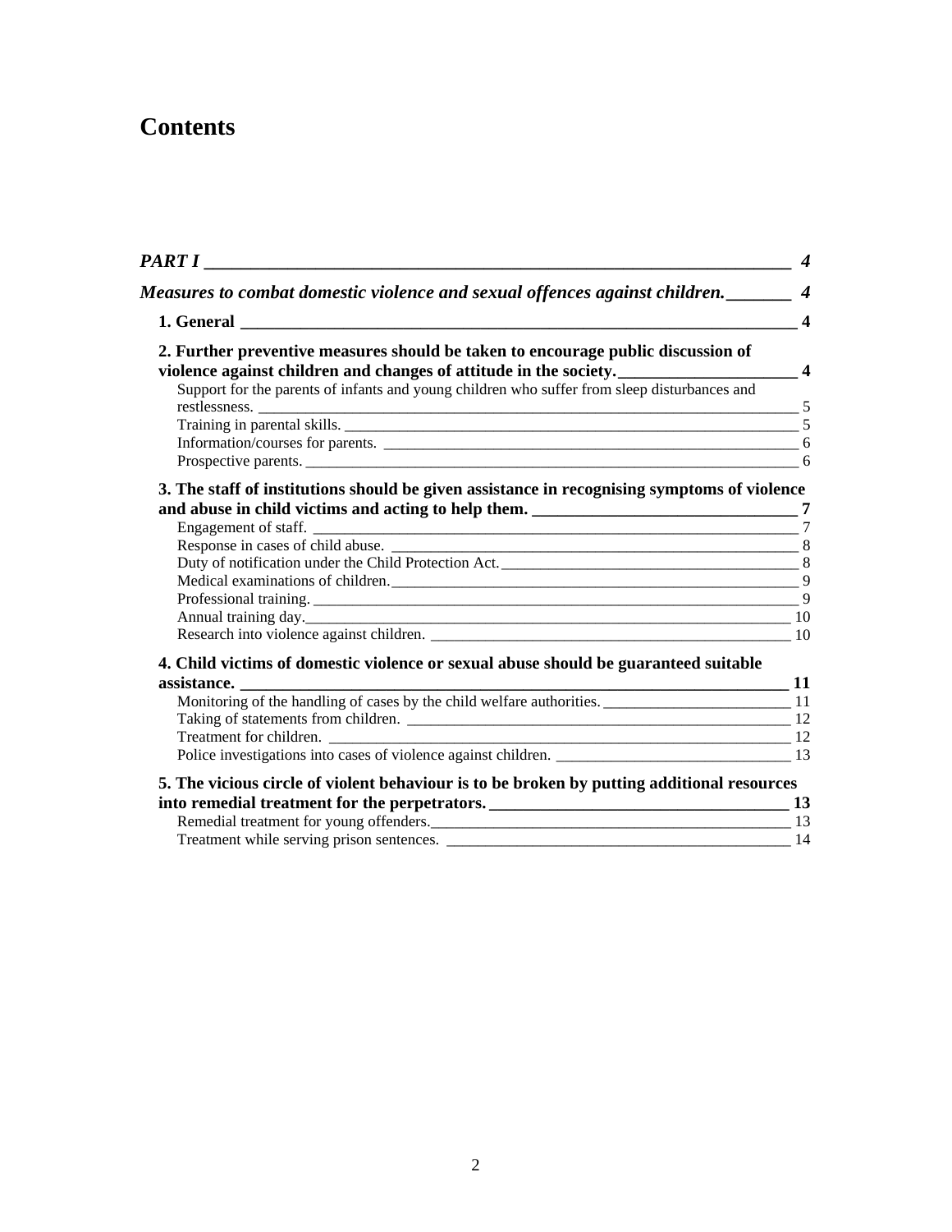# Contents

*PART I* — 4

*Measures to combat domestic violence and sexual offences against children.* — 4

**1. General** — 4

**2. Further preventive measures should be taken to encourage public discussion of violence against children and changes of attitude in the society.** — 4

- Support for the parents of infants and young children who suffer from sleep disturbances and restlessness. — 5
- Training in parental skills. — 5
- Information/courses for parents. — 6
- Prospective parents. — 6

**3. The staff of institutions should be given assistance in recognising symptoms of violence and abuse in child victims and acting to help them.** — 7

- Engagement of staff. — 7
- Response in cases of child abuse. — 8
- Duty of notification under the Child Protection Act. — 8
- Medical examinations of children. — 9
- Professional training. — 9
- Annual training day. — 10
- Research into violence against children. — 10

**4. Child victims of domestic violence or sexual abuse should be guaranteed suitable assistance.** — 11

- Monitoring of the handling of cases by the child welfare authorities. — 11
- Taking of statements from children. — 12
- Treatment for children. — 12
- Police investigations into cases of violence against children. — 13

**5. The vicious circle of violent behaviour is to be broken by putting additional resources into remedial treatment for the perpetrators.** — 13

- Remedial treatment for young offenders. — 13
- Treatment while serving prison sentences. — 14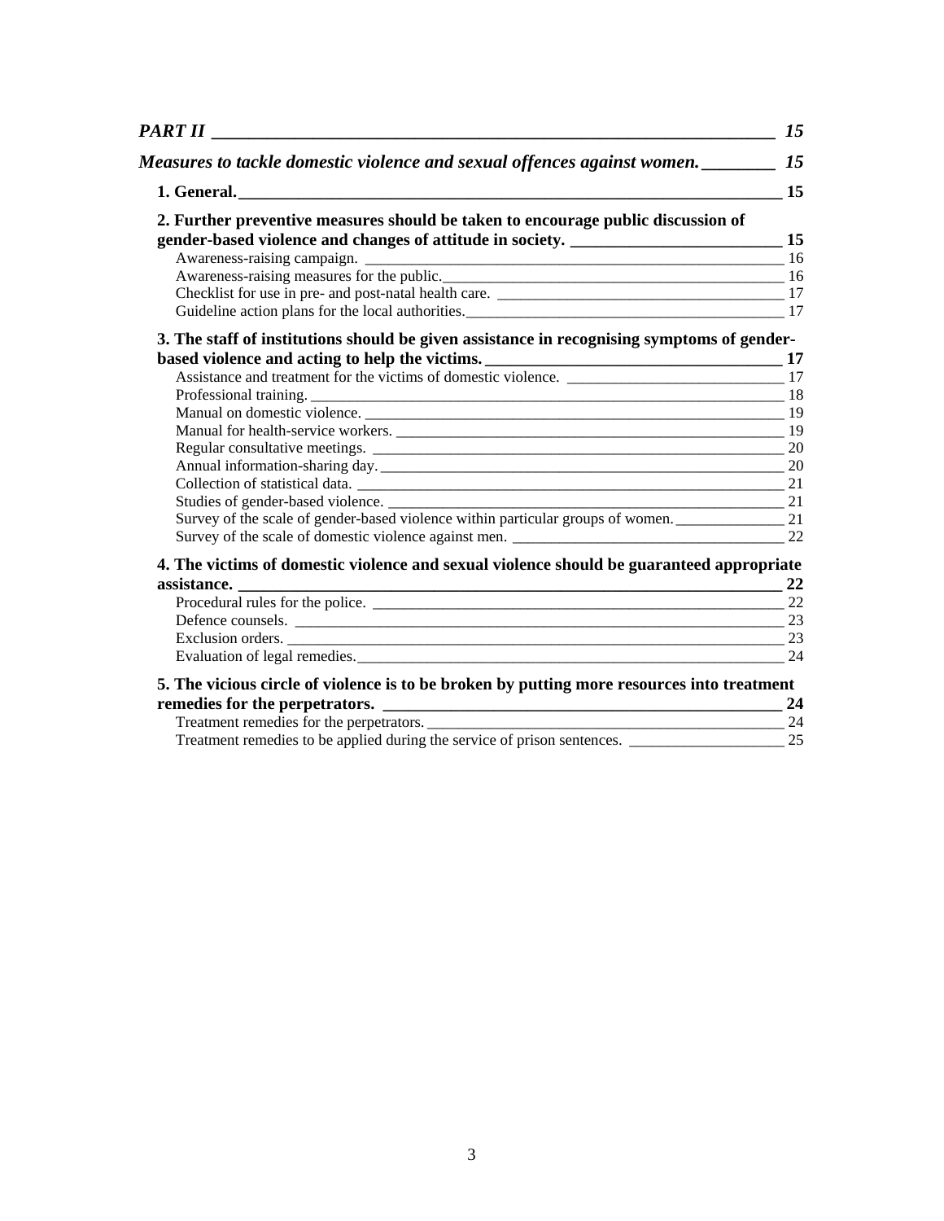*PART II* 15

*Measures to tackle domestic violence and sexual offences against women.* 15

**1. General.** 15

**2. Further preventive measures should be taken to encourage public discussion of gender-based violence and changes of attitude in society.** 15

- Awareness-raising campaign. 16
- Awareness-raising measures for the public. 16
- Checklist for use in pre- and post-natal health care. 17
- Guideline action plans for the local authorities. 17

**3. The staff of institutions should be given assistance in recognising symptoms of gender-based violence and acting to help the victims.** 17

- Assistance and treatment for the victims of domestic violence. 17
- Professional training. 18
- Manual on domestic violence. 19
- Manual for health-service workers. 19
- Regular consultative meetings. 20
- Annual information-sharing day. 20
- Collection of statistical data. 21
- Studies of gender-based violence. 21
- Survey of the scale of gender-based violence within particular groups of women. 21
- Survey of the scale of domestic violence against men. 22

**4. The victims of domestic violence and sexual violence should be guaranteed appropriate assistance.** 22

- Procedural rules for the police. 22
- Defence counsels. 23
- Exclusion orders. 23
- Evaluation of legal remedies. 24

**5. The vicious circle of violence is to be broken by putting more resources into treatment remedies for the perpetrators.** 24

- Treatment remedies for the perpetrators. 24
- Treatment remedies to be applied during the service of prison sentences. 25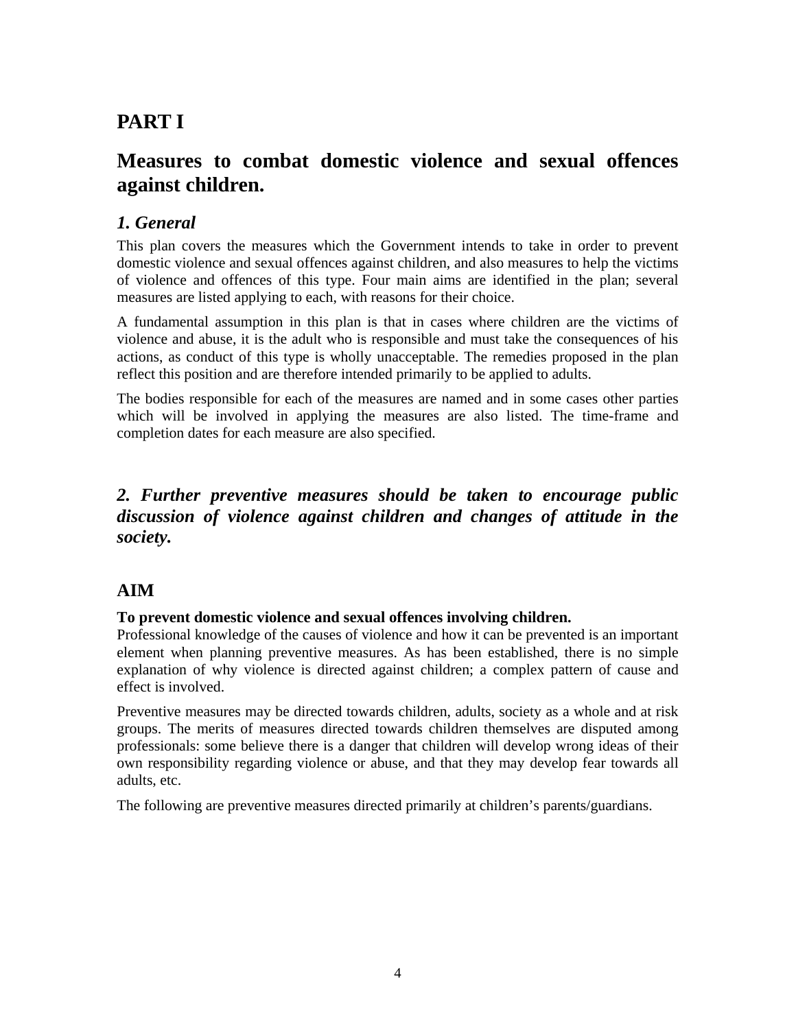# PART I

## Measures to combat domestic violence and sexual offences against children.

### *1. General*

This plan covers the measures which the Government intends to take in order to prevent domestic violence and sexual offences against children, and also measures to help the victims of violence and offences of this type. Four main aims are identified in the plan; several measures are listed applying to each, with reasons for their choice.

A fundamental assumption in this plan is that in cases where children are the victims of violence and abuse, it is the adult who is responsible and must take the consequences of his actions, as conduct of this type is wholly unacceptable. The remedies proposed in the plan reflect this position and are therefore intended primarily to be applied to adults.

The bodies responsible for each of the measures are named and in some cases other parties which will be involved in applying the measures are also listed. The time-frame and completion dates for each measure are also specified.

### *2. Further preventive measures should be taken to encourage public discussion of violence against children and changes of attitude in the society.*

## AIM

**To prevent domestic violence and sexual offences involving children.**

Professional knowledge of the causes of violence and how it can be prevented is an important element when planning preventive measures. As has been established, there is no simple explanation of why violence is directed against children; a complex pattern of cause and effect is involved.

Preventive measures may be directed towards children, adults, society as a whole and at risk groups. The merits of measures directed towards children themselves are disputed among professionals: some believe there is a danger that children will develop wrong ideas of their own responsibility regarding violence or abuse, and that they may develop fear towards all adults, etc.

The following are preventive measures directed primarily at children’s parents/guardians.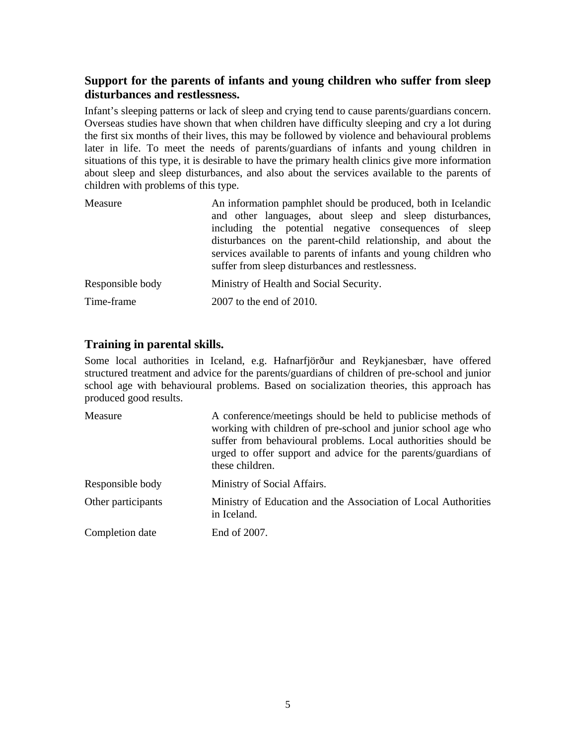## Support for the parents of infants and young children who suffer from sleep disturbances and restlessness.

Infant's sleeping patterns or lack of sleep and crying tend to cause parents/guardians concern. Overseas studies have shown that when children have difficulty sleeping and cry a lot during the first six months of their lives, this may be followed by violence and behavioural problems later in life. To meet the needs of parents/guardians of infants and young children in situations of this type, it is desirable to have the primary health clinics give more information about sleep and sleep disturbances, and also about the services available to the parents of children with problems of this type.

| | |
|---|---|
| Measure | An information pamphlet should be produced, both in Icelandic and other languages, about sleep and sleep disturbances, including the potential negative consequences of sleep disturbances on the parent-child relationship, and about the services available to parents of infants and young children who suffer from sleep disturbances and restlessness. |
| Responsible body | Ministry of Health and Social Security. |
| Time-frame | 2007 to the end of 2010. |

## Training in parental skills.

Some local authorities in Iceland, e.g. Hafnarfjörður and Reykjanesbær, have offered structured treatment and advice for the parents/guardians of children of pre-school and junior school age with behavioural problems. Based on socialization theories, this approach has produced good results.

| | |
|---|---|
| Measure | A conference/meetings should be held to publicise methods of working with children of pre-school and junior school age who suffer from behavioural problems. Local authorities should be urged to offer support and advice for the parents/guardians of these children. |
| Responsible body | Ministry of Social Affairs. |
| Other participants | Ministry of Education and the Association of Local Authorities in Iceland. |
| Completion date | End of 2007. |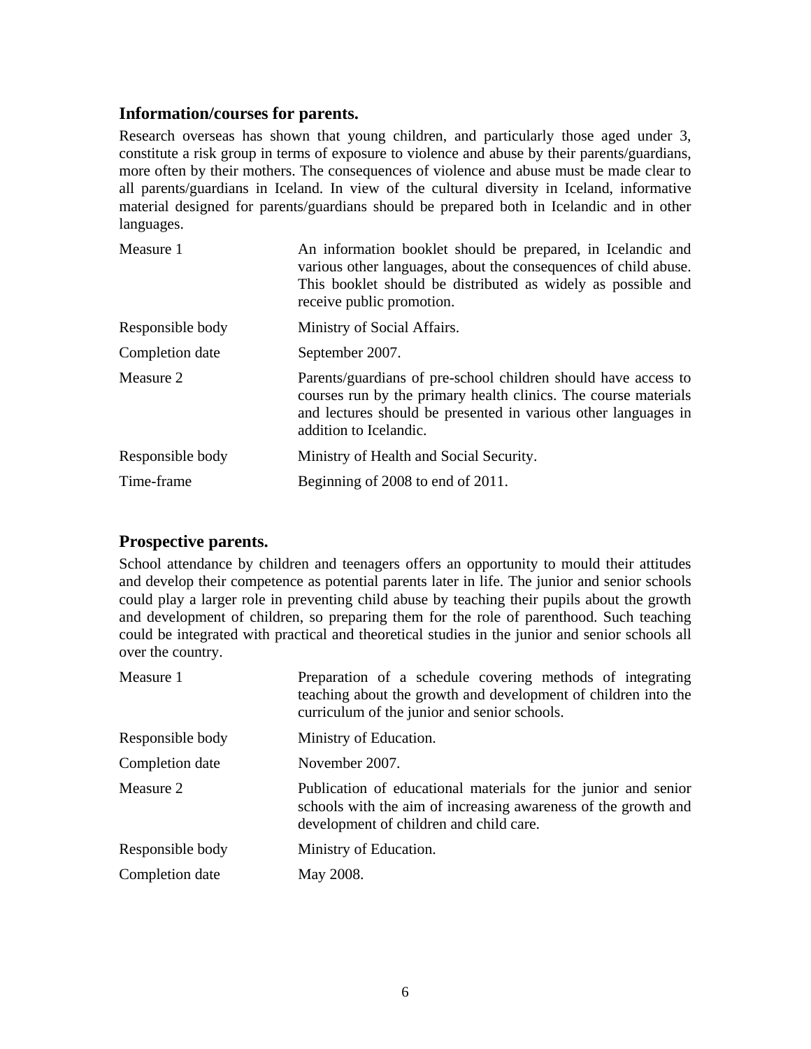## Information/courses for parents.

Research overseas has shown that young children, and particularly those aged under 3, constitute a risk group in terms of exposure to violence and abuse by their parents/guardians, more often by their mothers. The consequences of violence and abuse must be made clear to all parents/guardians in Iceland. In view of the cultural diversity in Iceland, informative material designed for parents/guardians should be prepared both in Icelandic and in other languages.

| | |
|---|---|
| Measure 1 | An information booklet should be prepared, in Icelandic and various other languages, about the consequences of child abuse. This booklet should be distributed as widely as possible and receive public promotion. |
| Responsible body | Ministry of Social Affairs. |
| Completion date | September 2007. |
| Measure 2 | Parents/guardians of pre-school children should have access to courses run by the primary health clinics. The course materials and lectures should be presented in various other languages in addition to Icelandic. |
| Responsible body | Ministry of Health and Social Security. |
| Time-frame | Beginning of 2008 to end of 2011. |

## Prospective parents.

School attendance by children and teenagers offers an opportunity to mould their attitudes and develop their competence as potential parents later in life. The junior and senior schools could play a larger role in preventing child abuse by teaching their pupils about the growth and development of children, so preparing them for the role of parenthood. Such teaching could be integrated with practical and theoretical studies in the junior and senior schools all over the country.

| | |
|---|---|
| Measure 1 | Preparation of a schedule covering methods of integrating teaching about the growth and development of children into the curriculum of the junior and senior schools. |
| Responsible body | Ministry of Education. |
| Completion date | November 2007. |
| Measure 2 | Publication of educational materials for the junior and senior schools with the aim of increasing awareness of the growth and development of children and child care. |
| Responsible body | Ministry of Education. |
| Completion date | May 2008. |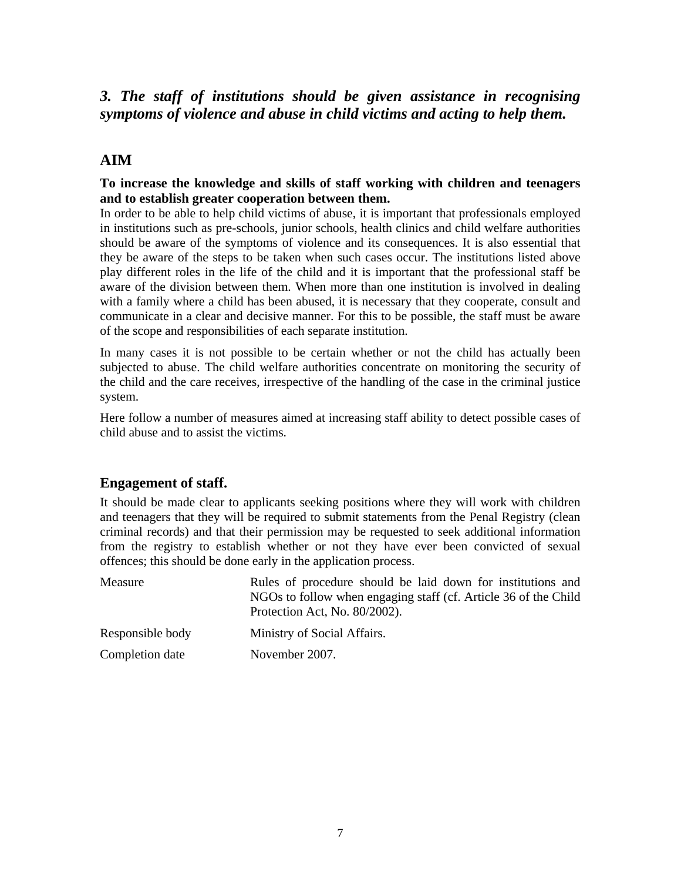## *3. The staff of institutions should be given assistance in recognising symptoms of violence and abuse in child victims and acting to help them.*

## AIM

**To increase the knowledge and skills of staff working with children and teenagers and to establish greater cooperation between them.**

In order to be able to help child victims of abuse, it is important that professionals employed in institutions such as pre-schools, junior schools, health clinics and child welfare authorities should be aware of the symptoms of violence and its consequences. It is also essential that they be aware of the steps to be taken when such cases occur. The institutions listed above play different roles in the life of the child and it is important that the professional staff be aware of the division between them. When more than one institution is involved in dealing with a family where a child has been abused, it is necessary that they cooperate, consult and communicate in a clear and decisive manner. For this to be possible, the staff must be aware of the scope and responsibilities of each separate institution.

In many cases it is not possible to be certain whether or not the child has actually been subjected to abuse. The child welfare authorities concentrate on monitoring the security of the child and the care receives, irrespective of the handling of the case in the criminal justice system.

Here follow a number of measures aimed at increasing staff ability to detect possible cases of child abuse and to assist the victims.

### Engagement of staff.

It should be made clear to applicants seeking positions where they will work with children and teenagers that they will be required to submit statements from the Penal Registry (clean criminal records) and that their permission may be requested to seek additional information from the registry to establish whether or not they have ever been convicted of sexual offences; this should be done early in the application process.

| | |
|---|---|
| Measure | Rules of procedure should be laid down for institutions and NGOs to follow when engaging staff (cf. Article 36 of the Child Protection Act, No. 80/2002). |
| Responsible body | Ministry of Social Affairs. |
| Completion date | November 2007. |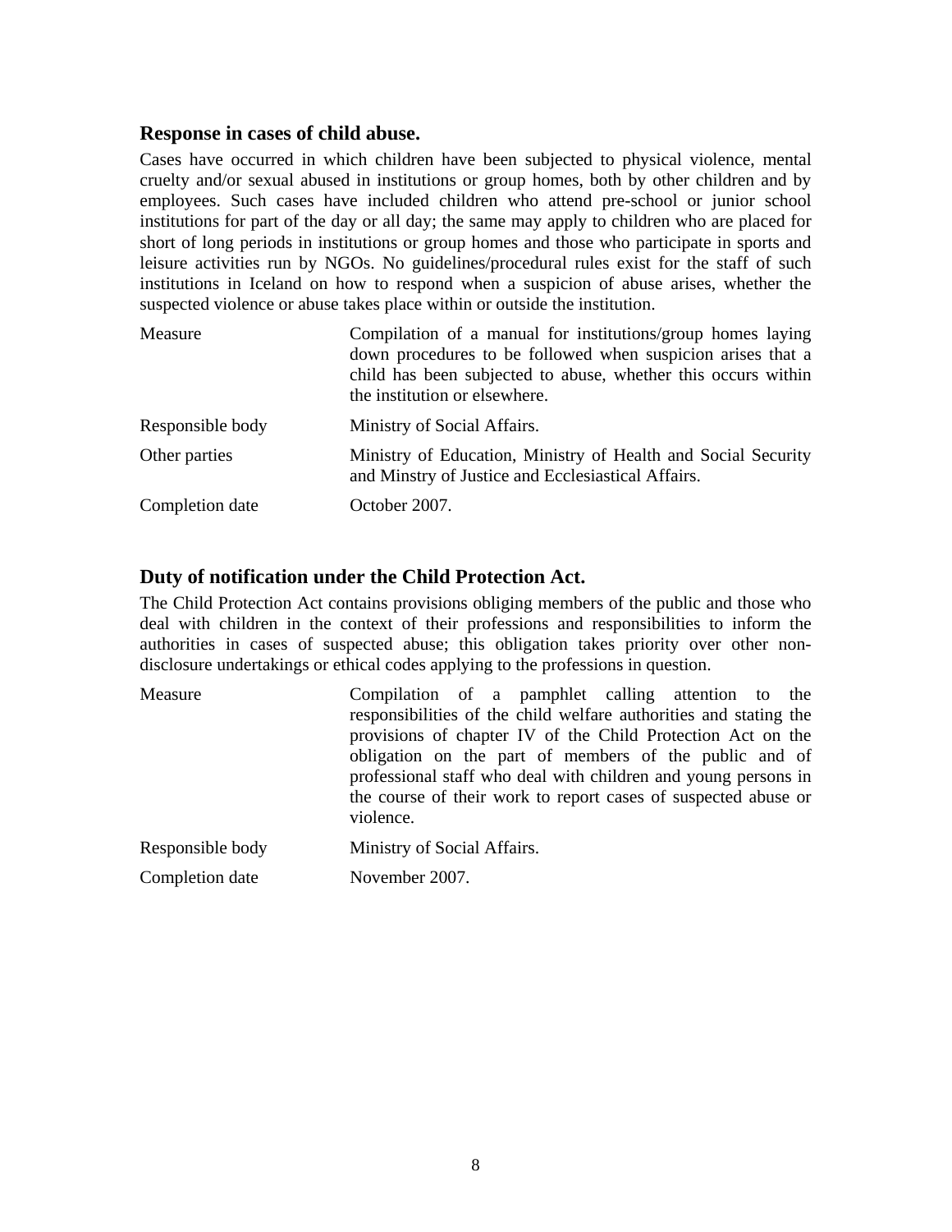### Response in cases of child abuse.

Cases have occurred in which children have been subjected to physical violence, mental cruelty and/or sexual abused in institutions or group homes, both by other children and by employees. Such cases have included children who attend pre-school or junior school institutions for part of the day or all day; the same may apply to children who are placed for short of long periods in institutions or group homes and those who participate in sports and leisure activities run by NGOs. No guidelines/procedural rules exist for the staff of such institutions in Iceland on how to respond when a suspicion of abuse arises, whether the suspected violence or abuse takes place within or outside the institution.

| | |
|---|---|
| Measure | Compilation of a manual for institutions/group homes laying down procedures to be followed when suspicion arises that a child has been subjected to abuse, whether this occurs within the institution or elsewhere. |
| Responsible body | Ministry of Social Affairs. |
| Other parties | Ministry of Education, Ministry of Health and Social Security and Minstry of Justice and Ecclesiastical Affairs. |
| Completion date | October 2007. |

### Duty of notification under the Child Protection Act.

The Child Protection Act contains provisions obliging members of the public and those who deal with children in the context of their professions and responsibilities to inform the authorities in cases of suspected abuse; this obligation takes priority over other non-disclosure undertakings or ethical codes applying to the professions in question.

| | |
|---|---|
| Measure | Compilation of a pamphlet calling attention to the responsibilities of the child welfare authorities and stating the provisions of chapter IV of the Child Protection Act on the obligation on the part of members of the public and of professional staff who deal with children and young persons in the course of their work to report cases of suspected abuse or violence. |
| Responsible body | Ministry of Social Affairs. |
| Completion date | November 2007. |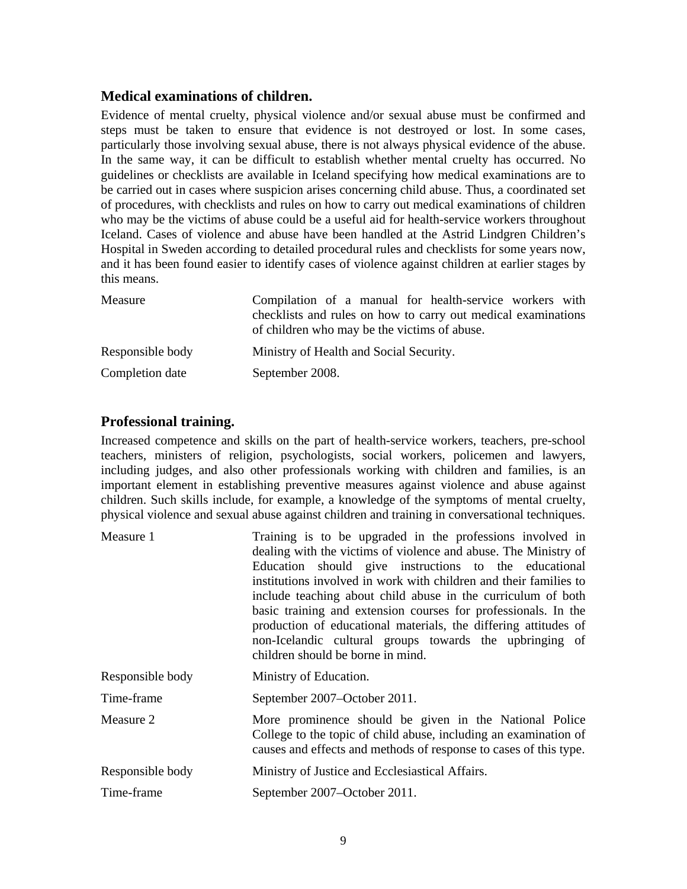### Medical examinations of children.

Evidence of mental cruelty, physical violence and/or sexual abuse must be confirmed and steps must be taken to ensure that evidence is not destroyed or lost. In some cases, particularly those involving sexual abuse, there is not always physical evidence of the abuse. In the same way, it can be difficult to establish whether mental cruelty has occurred. No guidelines or checklists are available in Iceland specifying how medical examinations are to be carried out in cases where suspicion arises concerning child abuse. Thus, a coordinated set of procedures, with checklists and rules on how to carry out medical examinations of children who may be the victims of abuse could be a useful aid for health-service workers throughout Iceland. Cases of violence and abuse have been handled at the Astrid Lindgren Children's Hospital in Sweden according to detailed procedural rules and checklists for some years now, and it has been found easier to identify cases of violence against children at earlier stages by this means.

| | |
|---|---|
| Measure | Compilation of a manual for health-service workers with checklists and rules on how to carry out medical examinations of children who may be the victims of abuse. |
| Responsible body | Ministry of Health and Social Security. |
| Completion date | September 2008. |

### Professional training.

Increased competence and skills on the part of health-service workers, teachers, pre-school teachers, ministers of religion, psychologists, social workers, policemen and lawyers, including judges, and also other professionals working with children and families, is an important element in establishing preventive measures against violence and abuse against children. Such skills include, for example, a knowledge of the symptoms of mental cruelty, physical violence and sexual abuse against children and training in conversational techniques.

| | |
|---|---|
| Measure 1 | Training is to be upgraded in the professions involved in dealing with the victims of violence and abuse. The Ministry of Education should give instructions to the educational institutions involved in work with children and their families to include teaching about child abuse in the curriculum of both basic training and extension courses for professionals. In the production of educational materials, the differing attitudes of non-Icelandic cultural groups towards the upbringing of children should be borne in mind. |
| Responsible body | Ministry of Education. |
| Time-frame | September 2007–October 2011. |
| Measure 2 | More prominence should be given in the National Police College to the topic of child abuse, including an examination of causes and effects and methods of response to cases of this type. |
| Responsible body | Ministry of Justice and Ecclesiastical Affairs. |
| Time-frame | September 2007–October 2011. |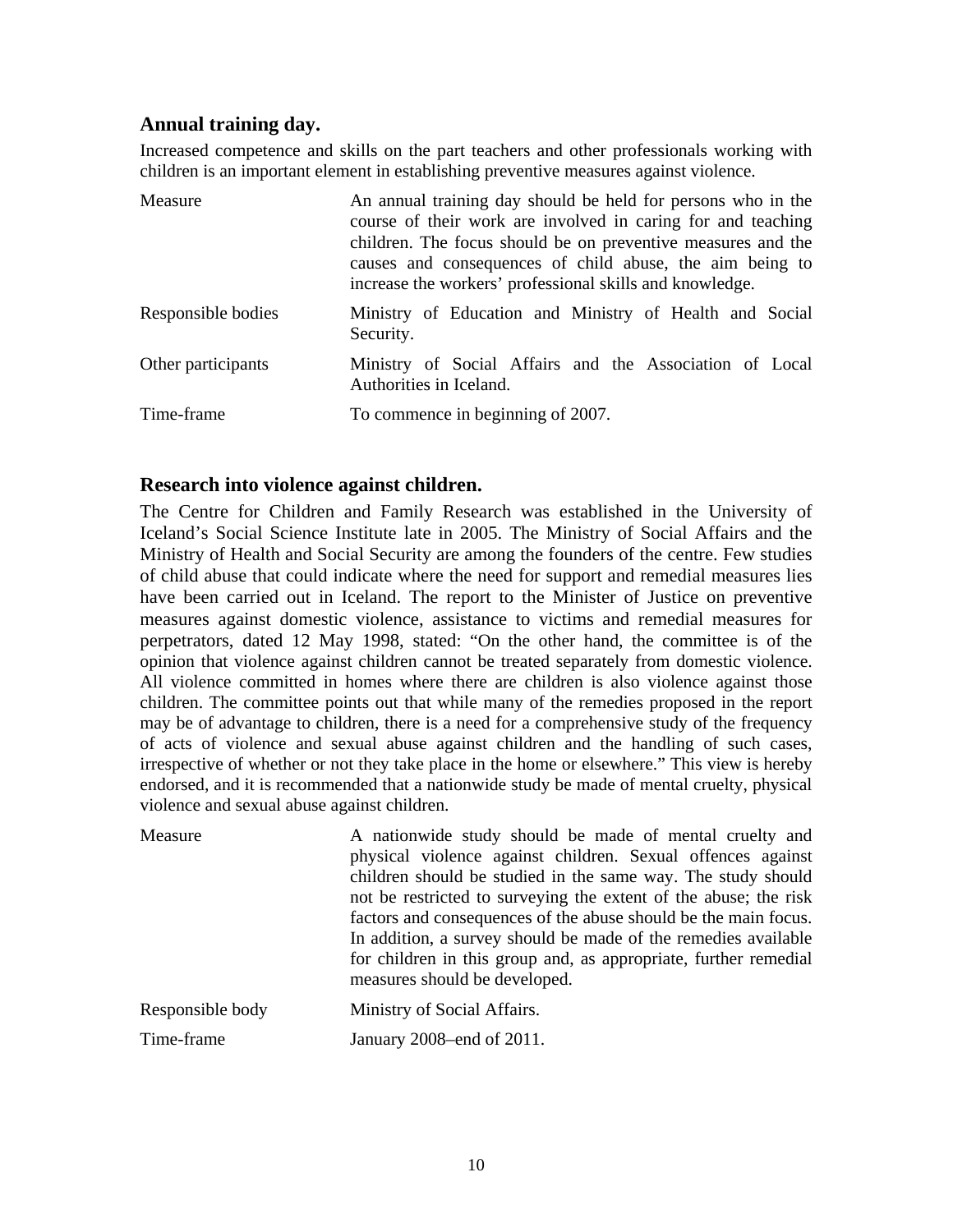## Annual training day.

Increased competence and skills on the part teachers and other professionals working with children is an important element in establishing preventive measures against violence.

| | |
|---|---|
| Measure | An annual training day should be held for persons who in the course of their work are involved in caring for and teaching children. The focus should be on preventive measures and the causes and consequences of child abuse, the aim being to increase the workers' professional skills and knowledge. |
| Responsible bodies | Ministry of Education and Ministry of Health and Social Security. |
| Other participants | Ministry of Social Affairs and the Association of Local Authorities in Iceland. |
| Time-frame | To commence in beginning of 2007. |

## Research into violence against children.

The Centre for Children and Family Research was established in the University of Iceland's Social Science Institute late in 2005. The Ministry of Social Affairs and the Ministry of Health and Social Security are among the founders of the centre. Few studies of child abuse that could indicate where the need for support and remedial measures lies have been carried out in Iceland. The report to the Minister of Justice on preventive measures against domestic violence, assistance to victims and remedial measures for perpetrators, dated 12 May 1998, stated: "On the other hand, the committee is of the opinion that violence against children cannot be treated separately from domestic violence. All violence committed in homes where there are children is also violence against those children. The committee points out that while many of the remedies proposed in the report may be of advantage to children, there is a need for a comprehensive study of the frequency of acts of violence and sexual abuse against children and the handling of such cases, irrespective of whether or not they take place in the home or elsewhere." This view is hereby endorsed, and it is recommended that a nationwide study be made of mental cruelty, physical violence and sexual abuse against children.

| | |
|---|---|
| Measure | A nationwide study should be made of mental cruelty and physical violence against children. Sexual offences against children should be studied in the same way. The study should not be restricted to surveying the extent of the abuse; the risk factors and consequences of the abuse should be the main focus. In addition, a survey should be made of the remedies available for children in this group and, as appropriate, further remedial measures should be developed. |
| Responsible body | Ministry of Social Affairs. |
| Time-frame | January 2008–end of 2011. |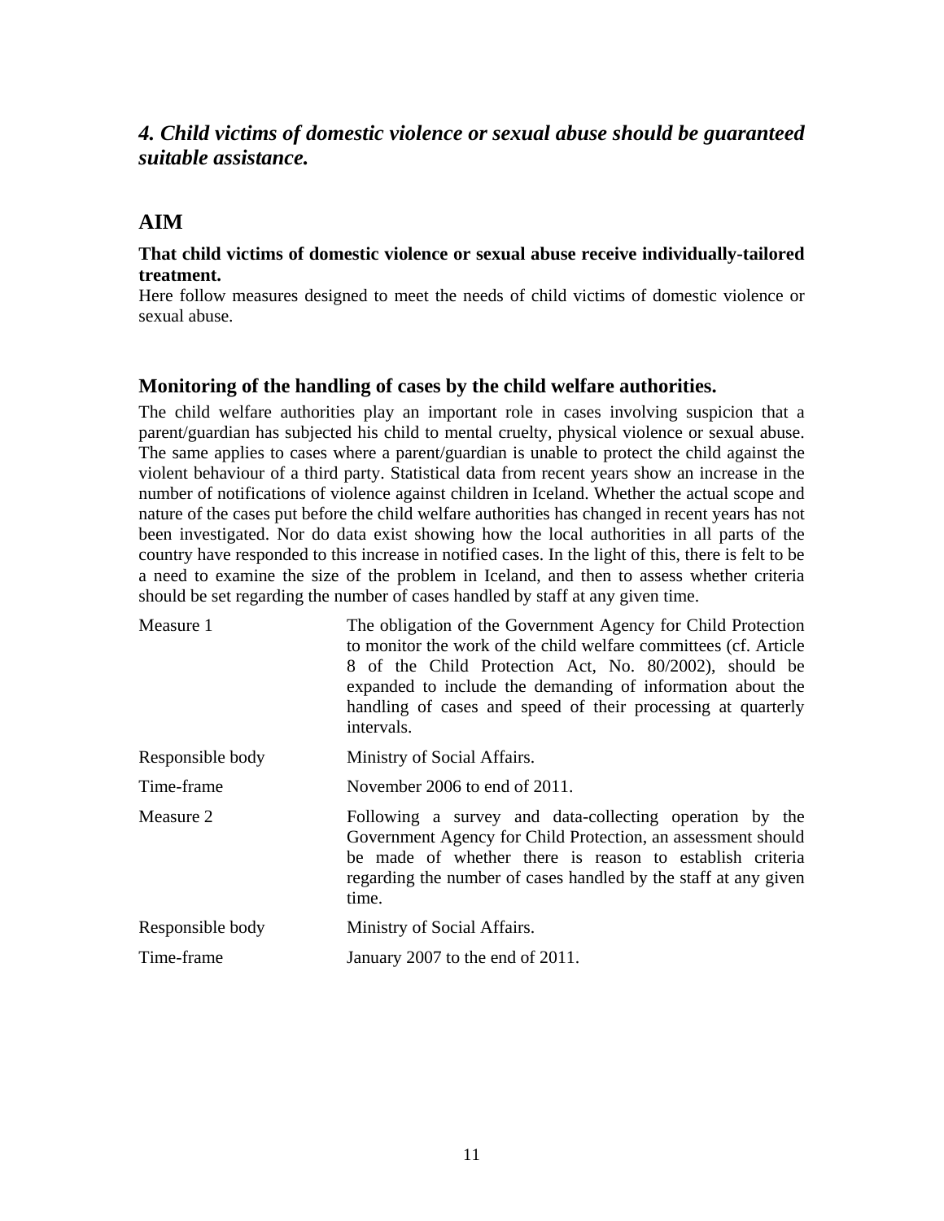## *4. Child victims of domestic violence or sexual abuse should be guaranteed suitable assistance.*

## AIM

**That child victims of domestic violence or sexual abuse receive individually-tailored treatment.**

Here follow measures designed to meet the needs of child victims of domestic violence or sexual abuse.

### Monitoring of the handling of cases by the child welfare authorities.

The child welfare authorities play an important role in cases involving suspicion that a parent/guardian has subjected his child to mental cruelty, physical violence or sexual abuse. The same applies to cases where a parent/guardian is unable to protect the child against the violent behaviour of a third party. Statistical data from recent years show an increase in the number of notifications of violence against children in Iceland. Whether the actual scope and nature of the cases put before the child welfare authorities has changed in recent years has not been investigated. Nor do data exist showing how the local authorities in all parts of the country have responded to this increase in notified cases. In the light of this, there is felt to be a need to examine the size of the problem in Iceland, and then to assess whether criteria should be set regarding the number of cases handled by staff at any given time.

| | |
|---|---|
| Measure 1 | The obligation of the Government Agency for Child Protection to monitor the work of the child welfare committees (cf. Article 8 of the Child Protection Act, No. 80/2002), should be expanded to include the demanding of information about the handling of cases and speed of their processing at quarterly intervals. |
| Responsible body | Ministry of Social Affairs. |
| Time-frame | November 2006 to end of 2011. |
| Measure 2 | Following a survey and data-collecting operation by the Government Agency for Child Protection, an assessment should be made of whether there is reason to establish criteria regarding the number of cases handled by the staff at any given time. |
| Responsible body | Ministry of Social Affairs. |
| Time-frame | January 2007 to the end of 2011. |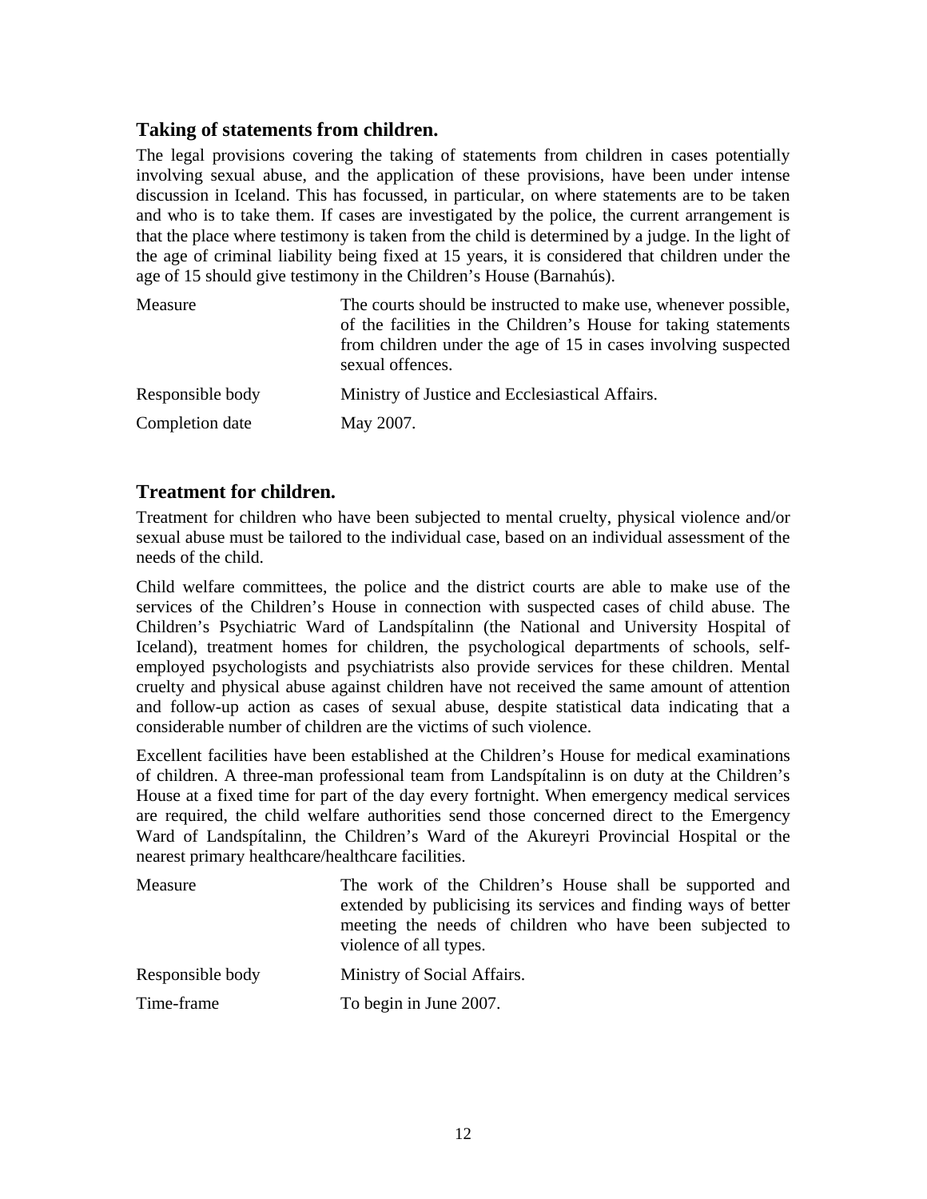## Taking of statements from children.

The legal provisions covering the taking of statements from children in cases potentially involving sexual abuse, and the application of these provisions, have been under intense discussion in Iceland. This has focussed, in particular, on where statements are to be taken and who is to take them. If cases are investigated by the police, the current arrangement is that the place where testimony is taken from the child is determined by a judge. In the light of the age of criminal liability being fixed at 15 years, it is considered that children under the age of 15 should give testimony in the Children's House (Barnahús).

| | |
|---|---|
| Measure | The courts should be instructed to make use, whenever possible, of the facilities in the Children's House for taking statements from children under the age of 15 in cases involving suspected sexual offences. |
| Responsible body | Ministry of Justice and Ecclesiastical Affairs. |
| Completion date | May 2007. |

## Treatment for children.

Treatment for children who have been subjected to mental cruelty, physical violence and/or sexual abuse must be tailored to the individual case, based on an individual assessment of the needs of the child.

Child welfare committees, the police and the district courts are able to make use of the services of the Children's House in connection with suspected cases of child abuse. The Children's Psychiatric Ward of Landspítalinn (the National and University Hospital of Iceland), treatment homes for children, the psychological departments of schools, self-employed psychologists and psychiatrists also provide services for these children. Mental cruelty and physical abuse against children have not received the same amount of attention and follow-up action as cases of sexual abuse, despite statistical data indicating that a considerable number of children are the victims of such violence.

Excellent facilities have been established at the Children's House for medical examinations of children. A three-man professional team from Landspítalinn is on duty at the Children's House at a fixed time for part of the day every fortnight. When emergency medical services are required, the child welfare authorities send those concerned direct to the Emergency Ward of Landspítalinn, the Children's Ward of the Akureyri Provincial Hospital or the nearest primary healthcare/healthcare facilities.

| | |
|---|---|
| Measure | The work of the Children's House shall be supported and extended by publicising its services and finding ways of better meeting the needs of children who have been subjected to violence of all types. |
| Responsible body | Ministry of Social Affairs. |
| Time-frame | To begin in June 2007. |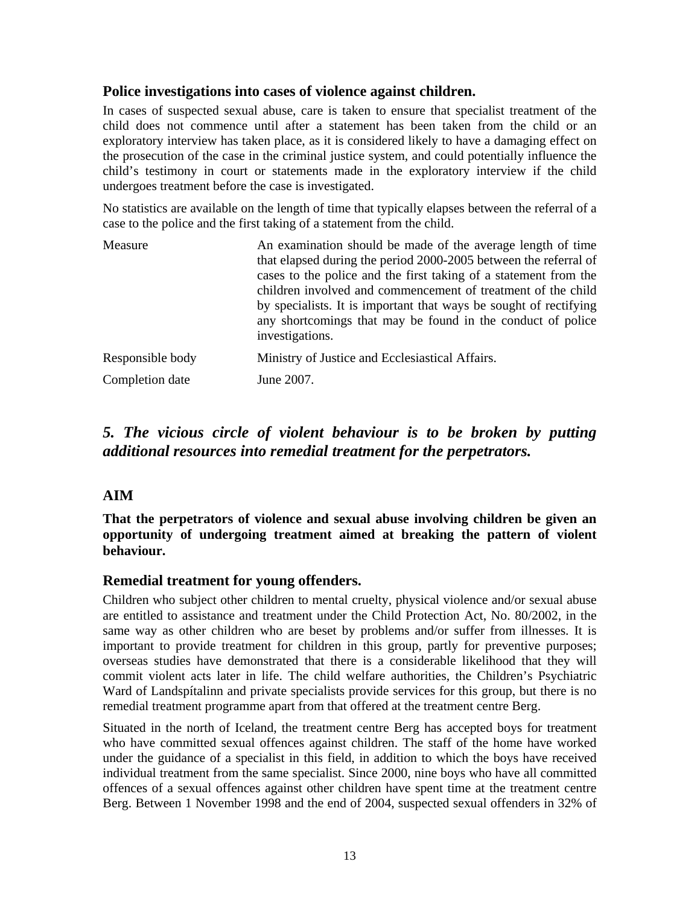### Police investigations into cases of violence against children.

In cases of suspected sexual abuse, care is taken to ensure that specialist treatment of the child does not commence until after a statement has been taken from the child or an exploratory interview has taken place, as it is considered likely to have a damaging effect on the prosecution of the case in the criminal justice system, and could potentially influence the child's testimony in court or statements made in the exploratory interview if the child undergoes treatment before the case is investigated.

No statistics are available on the length of time that typically elapses between the referral of a case to the police and the first taking of a statement from the child.

| | |
|---|---|
| Measure | An examination should be made of the average length of time that elapsed during the period 2000-2005 between the referral of cases to the police and the first taking of a statement from the children involved and commencement of treatment of the child by specialists. It is important that ways be sought of rectifying any shortcomings that may be found in the conduct of police investigations. |
| Responsible body | Ministry of Justice and Ecclesiastical Affairs. |
| Completion date | June 2007. |

## *5. The vicious circle of violent behaviour is to be broken by putting additional resources into remedial treatment for the perpetrators.*

### AIM

**That the perpetrators of violence and sexual abuse involving children be given an opportunity of undergoing treatment aimed at breaking the pattern of violent behaviour.**

### Remedial treatment for young offenders.

Children who subject other children to mental cruelty, physical violence and/or sexual abuse are entitled to assistance and treatment under the Child Protection Act, No. 80/2002, in the same way as other children who are beset by problems and/or suffer from illnesses. It is important to provide treatment for children in this group, partly for preventive purposes; overseas studies have demonstrated that there is a considerable likelihood that they will commit violent acts later in life. The child welfare authorities, the Children's Psychiatric Ward of Landspítalinn and private specialists provide services for this group, but there is no remedial treatment programme apart from that offered at the treatment centre Berg.

Situated in the north of Iceland, the treatment centre Berg has accepted boys for treatment who have committed sexual offences against children. The staff of the home have worked under the guidance of a specialist in this field, in addition to which the boys have received individual treatment from the same specialist. Since 2000, nine boys who have all committed offences of a sexual offences against other children have spent time at the treatment centre Berg. Between 1 November 1998 and the end of 2004, suspected sexual offenders in 32% of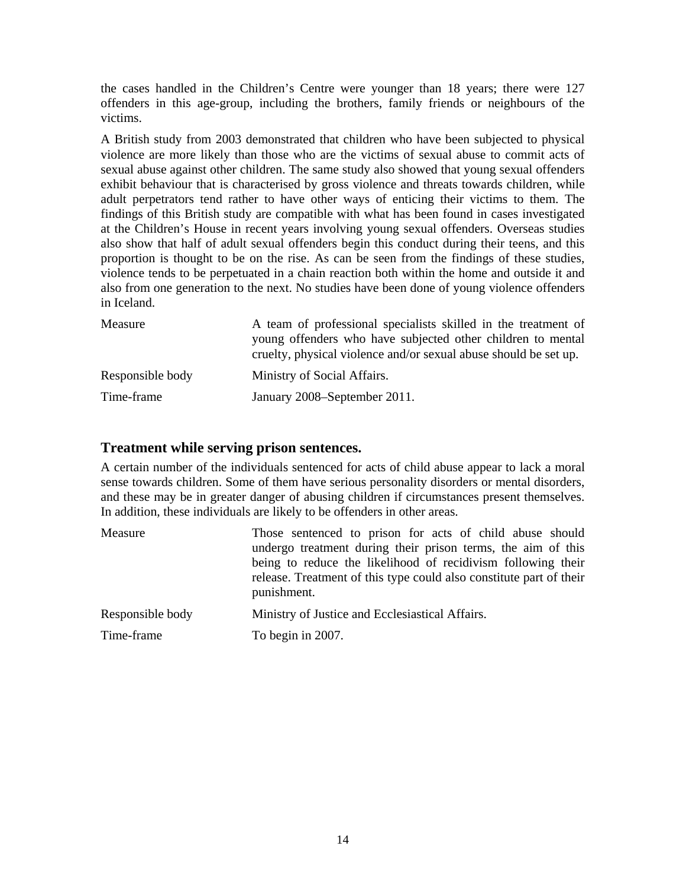the cases handled in the Children's Centre were younger than 18 years; there were 127 offenders in this age-group, including the brothers, family friends or neighbours of the victims.

A British study from 2003 demonstrated that children who have been subjected to physical violence are more likely than those who are the victims of sexual abuse to commit acts of sexual abuse against other children. The same study also showed that young sexual offenders exhibit behaviour that is characterised by gross violence and threats towards children, while adult perpetrators tend rather to have other ways of enticing their victims to them. The findings of this British study are compatible with what has been found in cases investigated at the Children's House in recent years involving young sexual offenders. Overseas studies also show that half of adult sexual offenders begin this conduct during their teens, and this proportion is thought to be on the rise. As can be seen from the findings of these studies, violence tends to be perpetuated in a chain reaction both within the home and outside it and also from one generation to the next. No studies have been done of young violence offenders in Iceland.

| | |
|---|---|
| Measure | A team of professional specialists skilled in the treatment of young offenders who have subjected other children to mental cruelty, physical violence and/or sexual abuse should be set up. |
| Responsible body | Ministry of Social Affairs. |
| Time-frame | January 2008–September 2011. |

### Treatment while serving prison sentences.

A certain number of the individuals sentenced for acts of child abuse appear to lack a moral sense towards children. Some of them have serious personality disorders or mental disorders, and these may be in greater danger of abusing children if circumstances present themselves. In addition, these individuals are likely to be offenders in other areas.

| | |
|---|---|
| Measure | Those sentenced to prison for acts of child abuse should undergo treatment during their prison terms, the aim of this being to reduce the likelihood of recidivism following their release. Treatment of this type could also constitute part of their punishment. |
| Responsible body | Ministry of Justice and Ecclesiastical Affairs. |
| Time-frame | To begin in 2007. |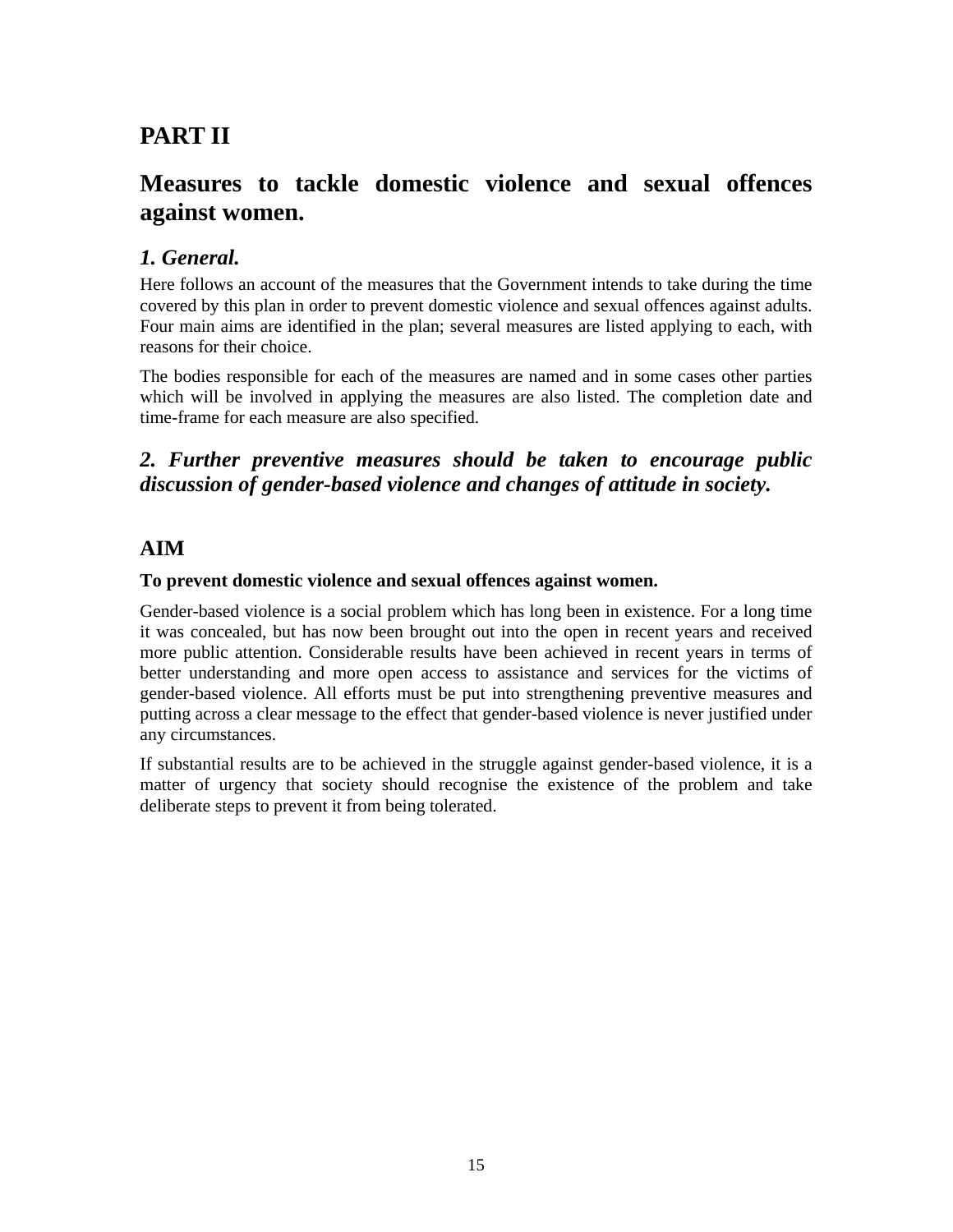# PART II

# Measures to tackle domestic violence and sexual offences against women.

## *1. General.*

Here follows an account of the measures that the Government intends to take during the time covered by this plan in order to prevent domestic violence and sexual offences against adults. Four main aims are identified in the plan; several measures are listed applying to each, with reasons for their choice.

The bodies responsible for each of the measures are named and in some cases other parties which will be involved in applying the measures are also listed. The completion date and time-frame for each measure are also specified.

## *2. Further preventive measures should be taken to encourage public discussion of gender-based violence and changes of attitude in society.*

## AIM

**To prevent domestic violence and sexual offences against women.**

Gender-based violence is a social problem which has long been in existence. For a long time it was concealed, but has now been brought out into the open in recent years and received more public attention. Considerable results have been achieved in recent years in terms of better understanding and more open access to assistance and services for the victims of gender-based violence. All efforts must be put into strengthening preventive measures and putting across a clear message to the effect that gender-based violence is never justified under any circumstances.

If substantial results are to be achieved in the struggle against gender-based violence, it is a matter of urgency that society should recognise the existence of the problem and take deliberate steps to prevent it from being tolerated.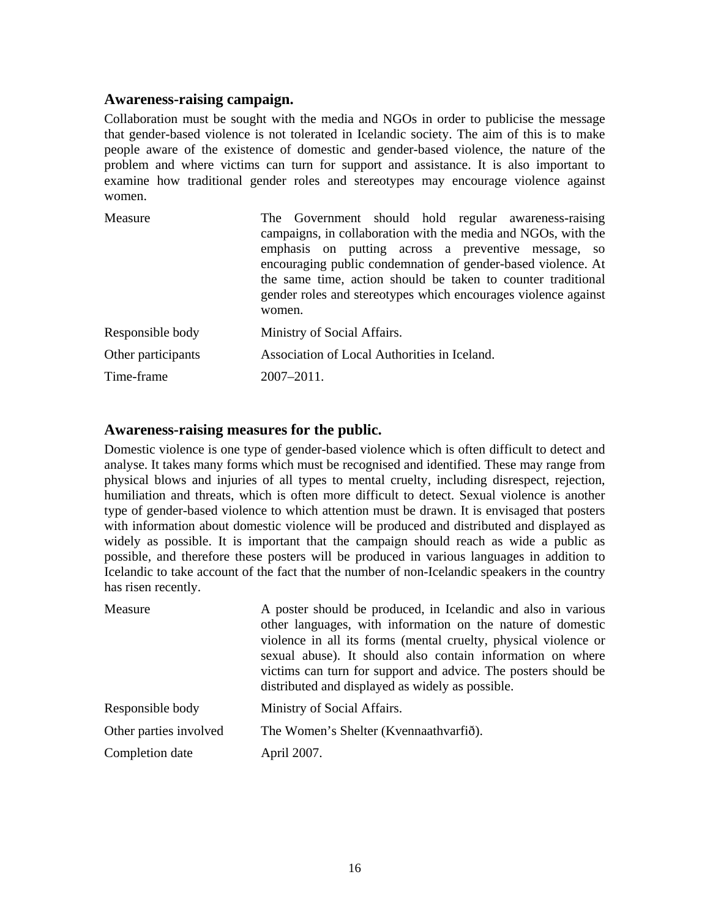### Awareness-raising campaign.

Collaboration must be sought with the media and NGOs in order to publicise the message that gender-based violence is not tolerated in Icelandic society. The aim of this is to make people aware of the existence of domestic and gender-based violence, the nature of the problem and where victims can turn for support and assistance. It is also important to examine how traditional gender roles and stereotypes may encourage violence against women.

| | |
|---|---|
| Measure | The Government should hold regular awareness-raising campaigns, in collaboration with the media and NGOs, with the emphasis on putting across a preventive message, so encouraging public condemnation of gender-based violence. At the same time, action should be taken to counter traditional gender roles and stereotypes which encourages violence against women. |
| Responsible body | Ministry of Social Affairs. |
| Other participants | Association of Local Authorities in Iceland. |
| Time-frame | 2007–2011. |

### Awareness-raising measures for the public.

Domestic violence is one type of gender-based violence which is often difficult to detect and analyse. It takes many forms which must be recognised and identified. These may range from physical blows and injuries of all types to mental cruelty, including disrespect, rejection, humiliation and threats, which is often more difficult to detect. Sexual violence is another type of gender-based violence to which attention must be drawn. It is envisaged that posters with information about domestic violence will be produced and distributed and displayed as widely as possible. It is important that the campaign should reach as wide a public as possible, and therefore these posters will be produced in various languages in addition to Icelandic to take account of the fact that the number of non-Icelandic speakers in the country has risen recently.

| | |
|---|---|
| Measure | A poster should be produced, in Icelandic and also in various other languages, with information on the nature of domestic violence in all its forms (mental cruelty, physical violence or sexual abuse). It should also contain information on where victims can turn for support and advice. The posters should be distributed and displayed as widely as possible. |
| Responsible body | Ministry of Social Affairs. |
| Other parties involved | The Women's Shelter (Kvennaathvarfið). |
| Completion date | April 2007. |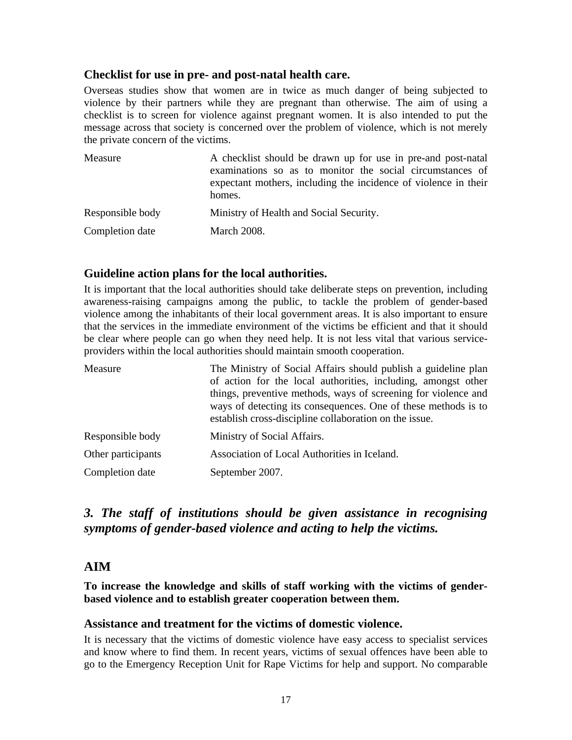### Checklist for use in pre- and post-natal health care.

Overseas studies show that women are in twice as much danger of being subjected to violence by their partners while they are pregnant than otherwise. The aim of using a checklist is to screen for violence against pregnant women. It is also intended to put the message across that society is concerned over the problem of violence, which is not merely the private concern of the victims.

| | |
|---|---|
| Measure | A checklist should be drawn up for use in pre-and post-natal examinations so as to monitor the social circumstances of expectant mothers, including the incidence of violence in their homes. |
| Responsible body | Ministry of Health and Social Security. |
| Completion date | March 2008. |

### Guideline action plans for the local authorities.

It is important that the local authorities should take deliberate steps on prevention, including awareness-raising campaigns among the public, to tackle the problem of gender-based violence among the inhabitants of their local government areas. It is also important to ensure that the services in the immediate environment of the victims be efficient and that it should be clear where people can go when they need help. It is not less vital that various service-providers within the local authorities should maintain smooth cooperation.

| | |
|---|---|
| Measure | The Ministry of Social Affairs should publish a guideline plan of action for the local authorities, including, amongst other things, preventive methods, ways of screening for violence and ways of detecting its consequences. One of these methods is to establish cross-discipline collaboration on the issue. |
| Responsible body | Ministry of Social Affairs. |
| Other participants | Association of Local Authorities in Iceland. |
| Completion date | September 2007. |

## *3. The staff of institutions should be given assistance in recognising symptoms of gender-based violence and acting to help the victims.*

## AIM

**To increase the knowledge and skills of staff working with the victims of gender-based violence and to establish greater cooperation between them.**

### Assistance and treatment for the victims of domestic violence.

It is necessary that the victims of domestic violence have easy access to specialist services and know where to find them. In recent years, victims of sexual offences have been able to go to the Emergency Reception Unit for Rape Victims for help and support. No comparable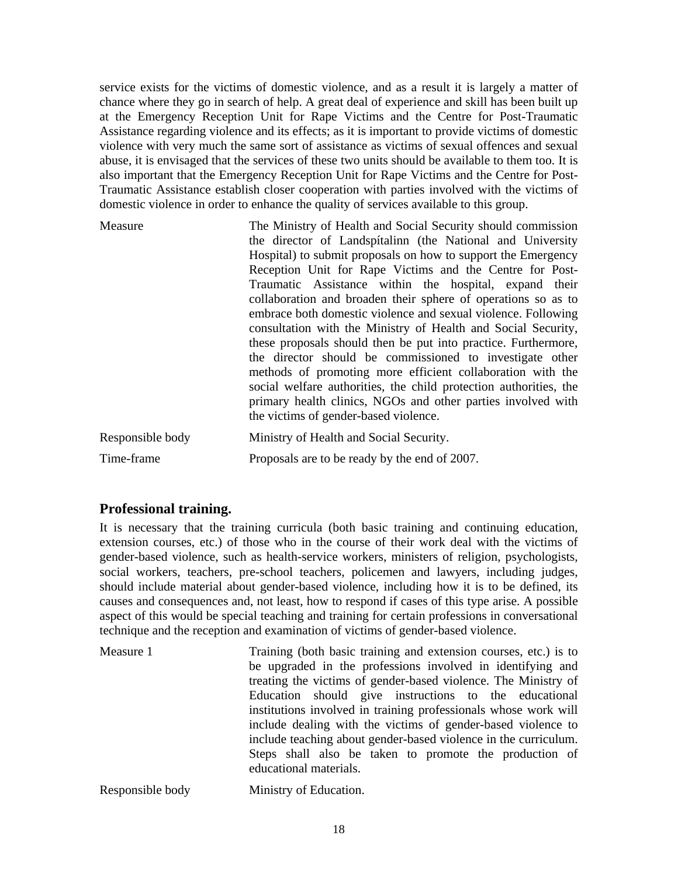service exists for the victims of domestic violence, and as a result it is largely a matter of chance where they go in search of help. A great deal of experience and skill has been built up at the Emergency Reception Unit for Rape Victims and the Centre for Post-Traumatic Assistance regarding violence and its effects; as it is important to provide victims of domestic violence with very much the same sort of assistance as victims of sexual offences and sexual abuse, it is envisaged that the services of these two units should be available to them too. It is also important that the Emergency Reception Unit for Rape Victims and the Centre for Post-Traumatic Assistance establish closer cooperation with parties involved with the victims of domestic violence in order to enhance the quality of services available to this group.

| | |
|---|---|
| Measure | The Ministry of Health and Social Security should commission the director of Landspítalinn (the National and University Hospital) to submit proposals on how to support the Emergency Reception Unit for Rape Victims and the Centre for Post-Traumatic Assistance within the hospital, expand their collaboration and broaden their sphere of operations so as to embrace both domestic violence and sexual violence. Following consultation with the Ministry of Health and Social Security, these proposals should then be put into practice. Furthermore, the director should be commissioned to investigate other methods of promoting more efficient collaboration with the social welfare authorities, the child protection authorities, the primary health clinics, NGOs and other parties involved with the victims of gender-based violence. |
| Responsible body | Ministry of Health and Social Security. |
| Time-frame | Proposals are to be ready by the end of 2007. |

## Professional training.

It is necessary that the training curricula (both basic training and continuing education, extension courses, etc.) of those who in the course of their work deal with the victims of gender-based violence, such as health-service workers, ministers of religion, psychologists, social workers, teachers, pre-school teachers, policemen and lawyers, including judges, should include material about gender-based violence, including how it is to be defined, its causes and consequences and, not least, how to respond if cases of this type arise. A possible aspect of this would be special teaching and training for certain professions in conversational technique and the reception and examination of victims of gender-based violence.

| | |
|---|---|
| Measure 1 | Training (both basic training and extension courses, etc.) is to be upgraded in the professions involved in identifying and treating the victims of gender-based violence. The Ministry of Education should give instructions to the educational institutions involved in training professionals whose work will include dealing with the victims of gender-based violence to include teaching about gender-based violence in the curriculum. Steps shall also be taken to promote the production of educational materials. |
| Responsible body | Ministry of Education. |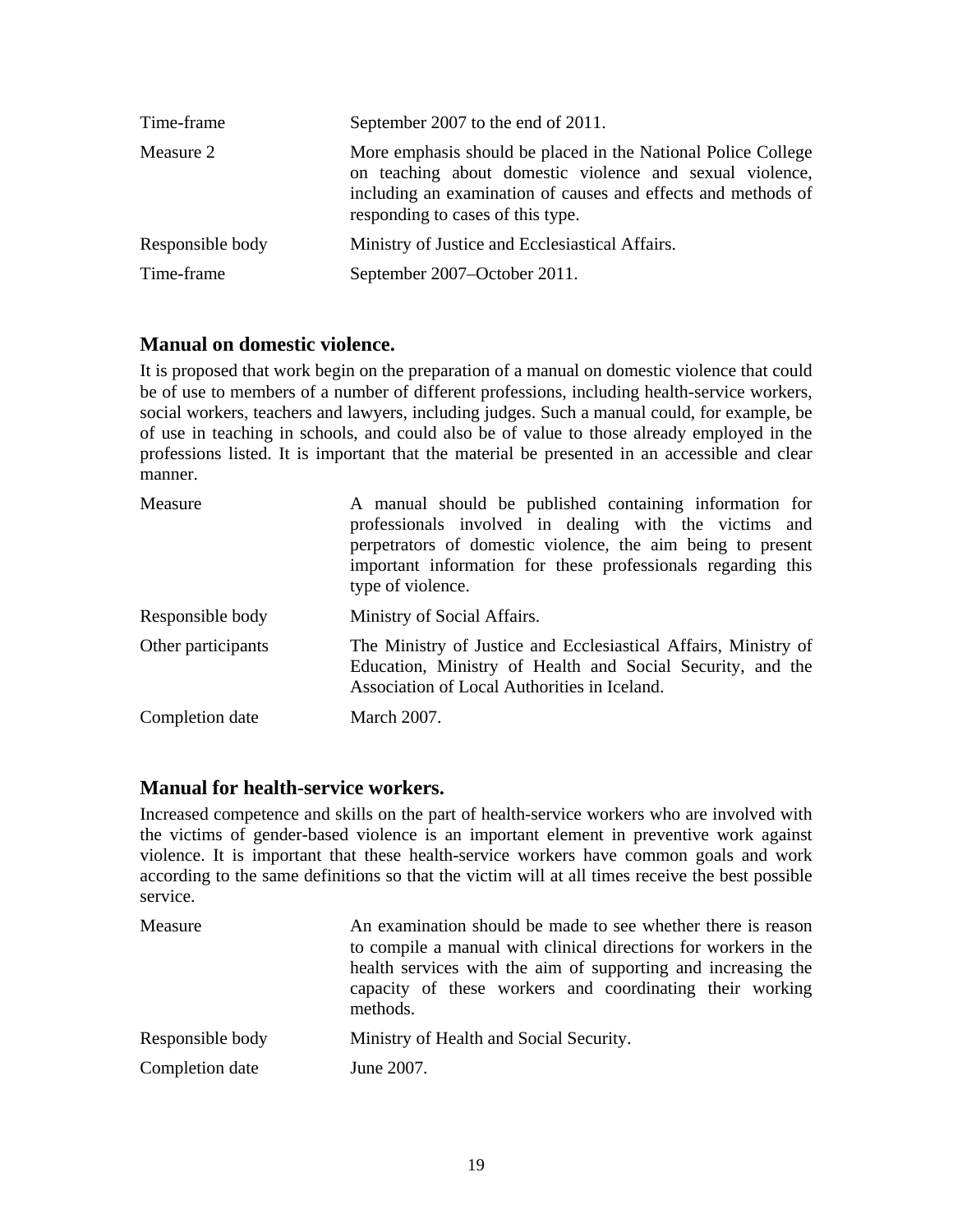| | |
|---|---|
| Time-frame | September 2007 to the end of 2011. |
| Measure 2 | More emphasis should be placed in the National Police College on teaching about domestic violence and sexual violence, including an examination of causes and effects and methods of responding to cases of this type. |
| Responsible body | Ministry of Justice and Ecclesiastical Affairs. |
| Time-frame | September 2007–October 2011. |

### Manual on domestic violence.

It is proposed that work begin on the preparation of a manual on domestic violence that could be of use to members of a number of different professions, including health-service workers, social workers, teachers and lawyers, including judges. Such a manual could, for example, be of use in teaching in schools, and could also be of value to those already employed in the professions listed. It is important that the material be presented in an accessible and clear manner.

| | |
|---|---|
| Measure | A manual should be published containing information for professionals involved in dealing with the victims and perpetrators of domestic violence, the aim being to present important information for these professionals regarding this type of violence. |
| Responsible body | Ministry of Social Affairs. |
| Other participants | The Ministry of Justice and Ecclesiastical Affairs, Ministry of Education, Ministry of Health and Social Security, and the Association of Local Authorities in Iceland. |
| Completion date | March 2007. |

### Manual for health-service workers.

Increased competence and skills on the part of health-service workers who are involved with the victims of gender-based violence is an important element in preventive work against violence. It is important that these health-service workers have common goals and work according to the same definitions so that the victim will at all times receive the best possible service.

| | |
|---|---|
| Measure | An examination should be made to see whether there is reason to compile a manual with clinical directions for workers in the health services with the aim of supporting and increasing the capacity of these workers and coordinating their working methods. |
| Responsible body | Ministry of Health and Social Security. |
| Completion date | June 2007. |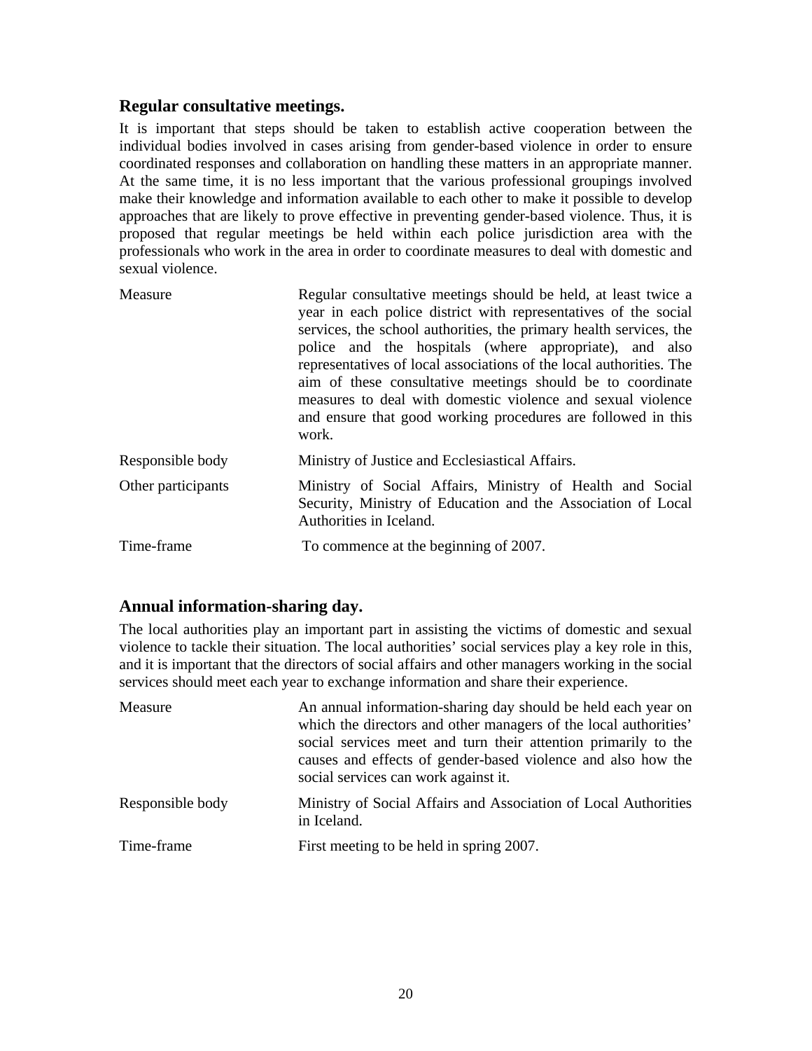### Regular consultative meetings.

It is important that steps should be taken to establish active cooperation between the individual bodies involved in cases arising from gender-based violence in order to ensure coordinated responses and collaboration on handling these matters in an appropriate manner. At the same time, it is no less important that the various professional groupings involved make their knowledge and information available to each other to make it possible to develop approaches that are likely to prove effective in preventing gender-based violence. Thus, it is proposed that regular meetings be held within each police jurisdiction area with the professionals who work in the area in order to coordinate measures to deal with domestic and sexual violence.

| | |
|---|---|
| Measure | Regular consultative meetings should be held, at least twice a year in each police district with representatives of the social services, the school authorities, the primary health services, the police and the hospitals (where appropriate), and also representatives of local associations of the local authorities. The aim of these consultative meetings should be to coordinate measures to deal with domestic violence and sexual violence and ensure that good working procedures are followed in this work. |
| Responsible body | Ministry of Justice and Ecclesiastical Affairs. |
| Other participants | Ministry of Social Affairs, Ministry of Health and Social Security, Ministry of Education and the Association of Local Authorities in Iceland. |
| Time-frame | To commence at the beginning of 2007. |

### Annual information-sharing day.

The local authorities play an important part in assisting the victims of domestic and sexual violence to tackle their situation. The local authorities' social services play a key role in this, and it is important that the directors of social affairs and other managers working in the social services should meet each year to exchange information and share their experience.

| | |
|---|---|
| Measure | An annual information-sharing day should be held each year on which the directors and other managers of the local authorities' social services meet and turn their attention primarily to the causes and effects of gender-based violence and also how the social services can work against it. |
| Responsible body | Ministry of Social Affairs and Association of Local Authorities in Iceland. |
| Time-frame | First meeting to be held in spring 2007. |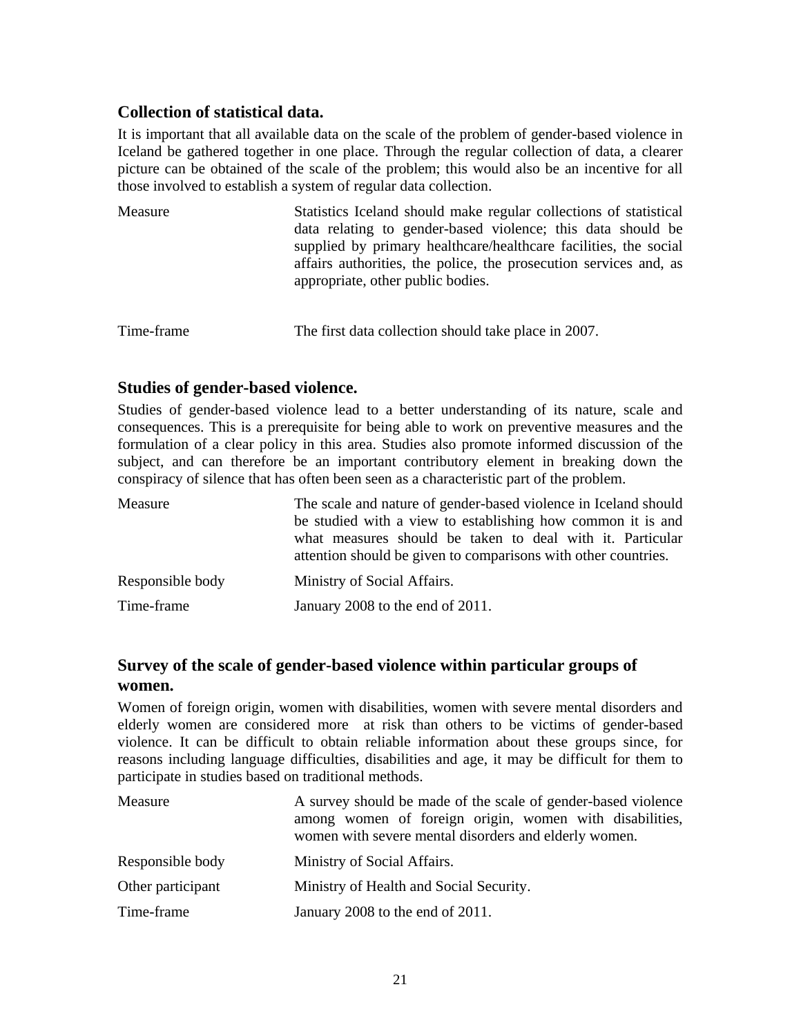### Collection of statistical data.

It is important that all available data on the scale of the problem of gender-based violence in Iceland be gathered together in one place. Through the regular collection of data, a clearer picture can be obtained of the scale of the problem; this would also be an incentive for all those involved to establish a system of regular data collection.

| | |
|---|---|
| Measure | Statistics Iceland should make regular collections of statistical data relating to gender-based violence; this data should be supplied by primary healthcare/healthcare facilities, the social affairs authorities, the police, the prosecution services and, as appropriate, other public bodies. |
| Time-frame | The first data collection should take place in 2007. |

### Studies of gender-based violence.

Studies of gender-based violence lead to a better understanding of its nature, scale and consequences. This is a prerequisite for being able to work on preventive measures and the formulation of a clear policy in this area. Studies also promote informed discussion of the subject, and can therefore be an important contributory element in breaking down the conspiracy of silence that has often been seen as a characteristic part of the problem.

| | |
|---|---|
| Measure | The scale and nature of gender-based violence in Iceland should be studied with a view to establishing how common it is and what measures should be taken to deal with it. Particular attention should be given to comparisons with other countries. |
| Responsible body | Ministry of Social Affairs. |
| Time-frame | January 2008 to the end of 2011. |

### Survey of the scale of gender-based violence within particular groups of women.

Women of foreign origin, women with disabilities, women with severe mental disorders and elderly women are considered more at risk than others to be victims of gender-based violence. It can be difficult to obtain reliable information about these groups since, for reasons including language difficulties, disabilities and age, it may be difficult for them to participate in studies based on traditional methods.

| | |
|---|---|
| Measure | A survey should be made of the scale of gender-based violence among women of foreign origin, women with disabilities, women with severe mental disorders and elderly women. |
| Responsible body | Ministry of Social Affairs. |
| Other participant | Ministry of Health and Social Security. |
| Time-frame | January 2008 to the end of 2011. |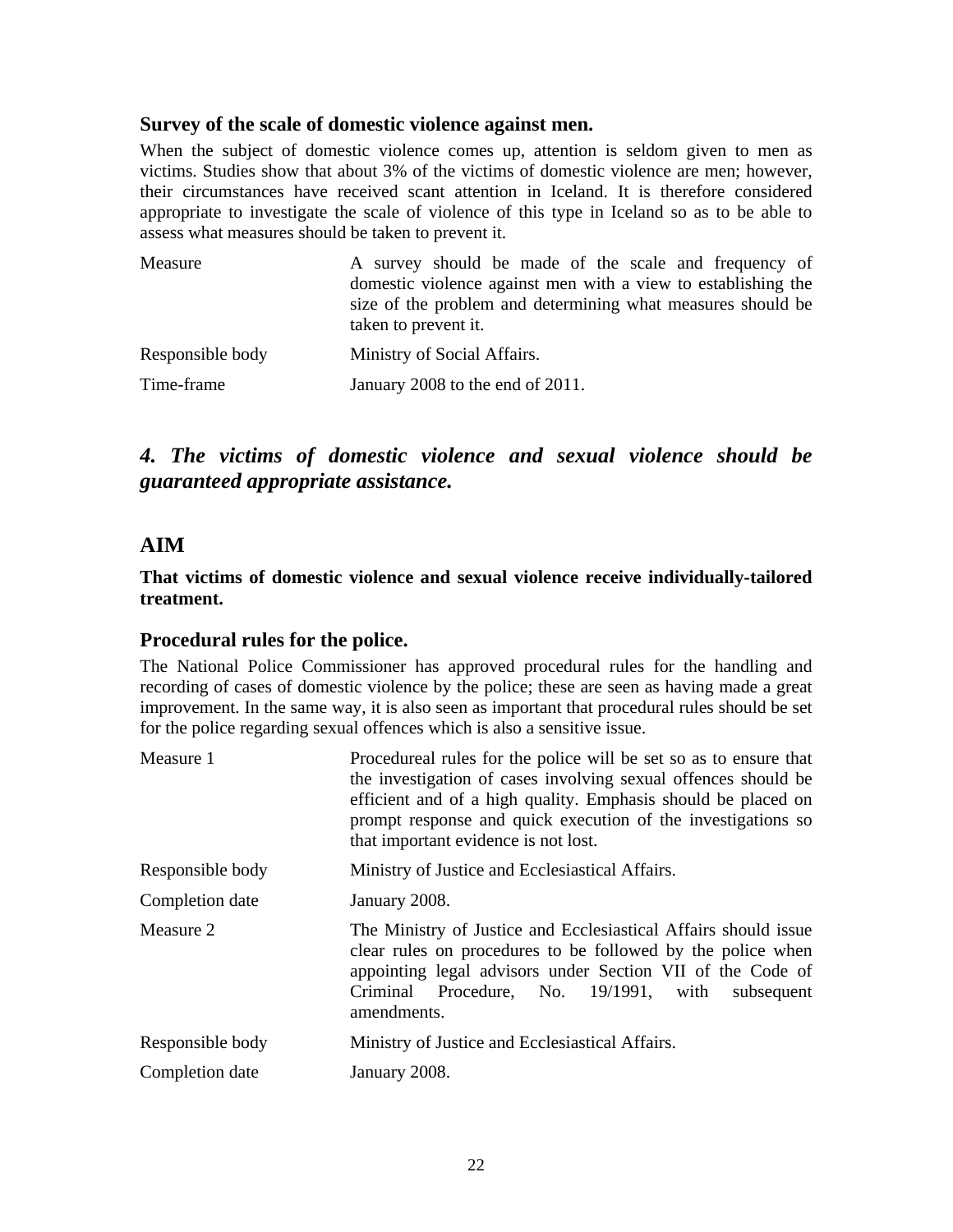### Survey of the scale of domestic violence against men.

When the subject of domestic violence comes up, attention is seldom given to men as victims. Studies show that about 3% of the victims of domestic violence are men; however, their circumstances have received scant attention in Iceland. It is therefore considered appropriate to investigate the scale of violence of this type in Iceland so as to be able to assess what measures should be taken to prevent it.

| | |
|---|---|
| Measure | A survey should be made of the scale and frequency of domestic violence against men with a view to establishing the size of the problem and determining what measures should be taken to prevent it. |
| Responsible body | Ministry of Social Affairs. |
| Time-frame | January 2008 to the end of 2011. |

## *4. The victims of domestic violence and sexual violence should be guaranteed appropriate assistance.*

## AIM

**That victims of domestic violence and sexual violence receive individually-tailored treatment.**

### Procedural rules for the police.

The National Police Commissioner has approved procedural rules for the handling and recording of cases of domestic violence by the police; these are seen as having made a great improvement. In the same way, it is also seen as important that procedural rules should be set for the police regarding sexual offences which is also a sensitive issue.

| | |
|---|---|
| Measure 1 | Procedureal rules for the police will be set so as to ensure that the investigation of cases involving sexual offences should be efficient and of a high quality. Emphasis should be placed on prompt response and quick execution of the investigations so that important evidence is not lost. |
| Responsible body | Ministry of Justice and Ecclesiastical Affairs. |
| Completion date | January 2008. |
| Measure 2 | The Ministry of Justice and Ecclesiastical Affairs should issue clear rules on procedures to be followed by the police when appointing legal advisors under Section VII of the Code of Criminal Procedure, No. 19/1991, with subsequent amendments. |
| Responsible body | Ministry of Justice and Ecclesiastical Affairs. |
| Completion date | January 2008. |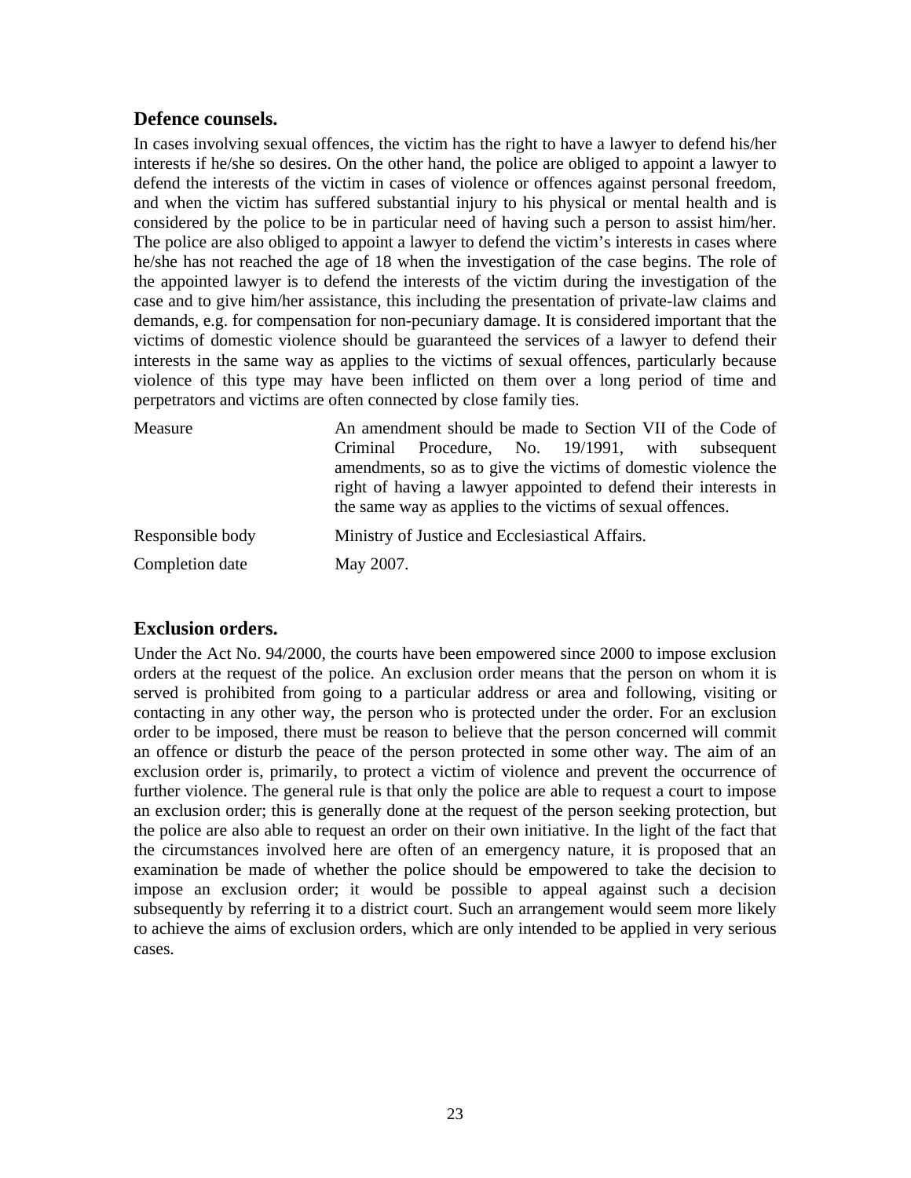### Defence counsels.

In cases involving sexual offences, the victim has the right to have a lawyer to defend his/her interests if he/she so desires. On the other hand, the police are obliged to appoint a lawyer to defend the interests of the victim in cases of violence or offences against personal freedom, and when the victim has suffered substantial injury to his physical or mental health and is considered by the police to be in particular need of having such a person to assist him/her. The police are also obliged to appoint a lawyer to defend the victim's interests in cases where he/she has not reached the age of 18 when the investigation of the case begins. The role of the appointed lawyer is to defend the interests of the victim during the investigation of the case and to give him/her assistance, this including the presentation of private-law claims and demands, e.g. for compensation for non-pecuniary damage. It is considered important that the victims of domestic violence should be guaranteed the services of a lawyer to defend their interests in the same way as applies to the victims of sexual offences, particularly because violence of this type may have been inflicted on them over a long period of time and perpetrators and victims are often connected by close family ties.

| | |
|---|---|
| Measure | An amendment should be made to Section VII of the Code of Criminal Procedure, No. 19/1991, with subsequent amendments, so as to give the victims of domestic violence the right of having a lawyer appointed to defend their interests in the same way as applies to the victims of sexual offences. |
| Responsible body | Ministry of Justice and Ecclesiastical Affairs. |
| Completion date | May 2007. |

### Exclusion orders.

Under the Act No. 94/2000, the courts have been empowered since 2000 to impose exclusion orders at the request of the police. An exclusion order means that the person on whom it is served is prohibited from going to a particular address or area and following, visiting or contacting in any other way, the person who is protected under the order. For an exclusion order to be imposed, there must be reason to believe that the person concerned will commit an offence or disturb the peace of the person protected in some other way. The aim of an exclusion order is, primarily, to protect a victim of violence and prevent the occurrence of further violence. The general rule is that only the police are able to request a court to impose an exclusion order; this is generally done at the request of the person seeking protection, but the police are also able to request an order on their own initiative. In the light of the fact that the circumstances involved here are often of an emergency nature, it is proposed that an examination be made of whether the police should be empowered to take the decision to impose an exclusion order; it would be possible to appeal against such a decision subsequently by referring it to a district court. Such an arrangement would seem more likely to achieve the aims of exclusion orders, which are only intended to be applied in very serious cases.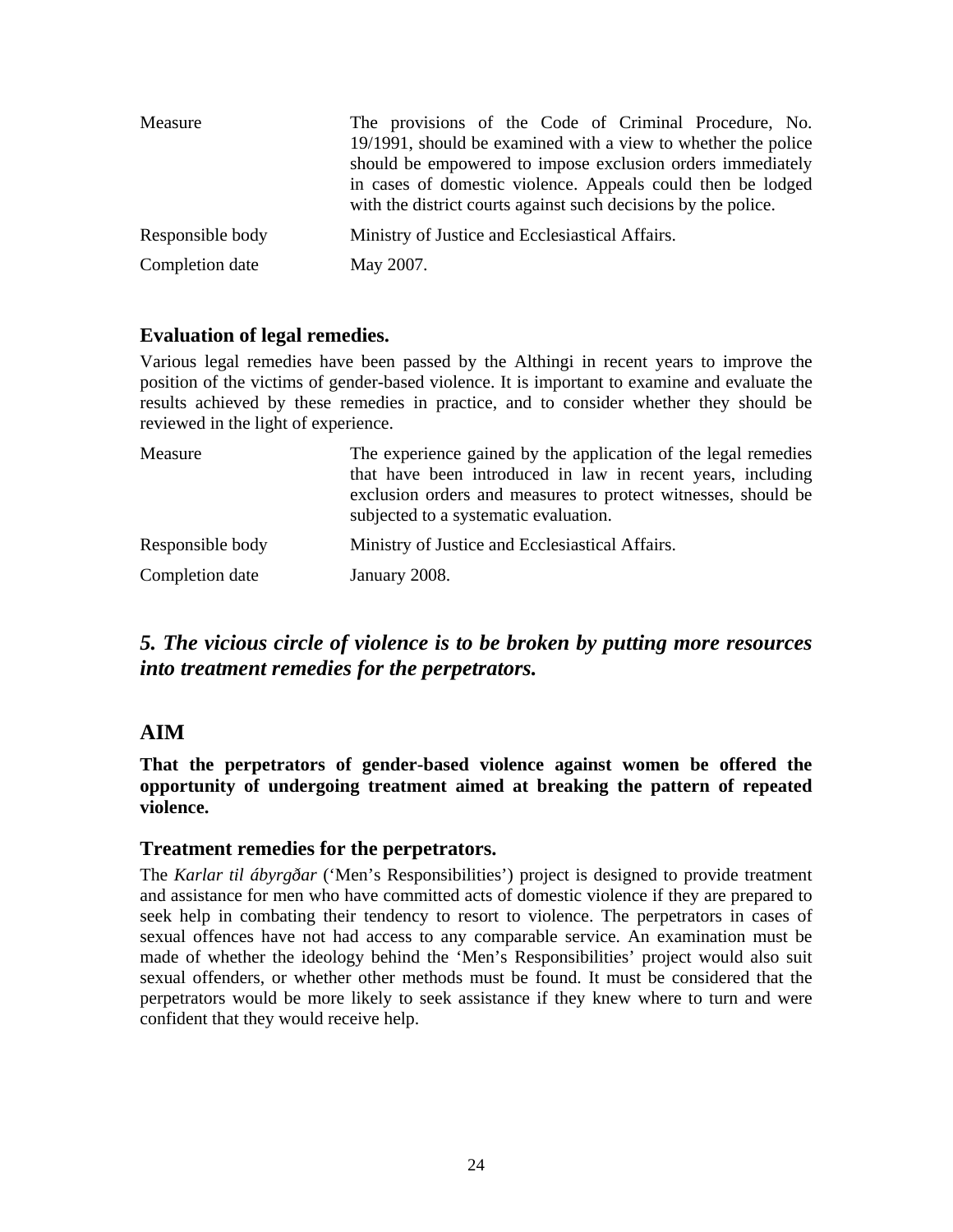| | |
|---|---|
| Measure | The provisions of the Code of Criminal Procedure, No. 19/1991, should be examined with a view to whether the police should be empowered to impose exclusion orders immediately in cases of domestic violence. Appeals could then be lodged with the district courts against such decisions by the police. |
| Responsible body | Ministry of Justice and Ecclesiastical Affairs. |
| Completion date | May 2007. |

### Evaluation of legal remedies.

Various legal remedies have been passed by the Althingi in recent years to improve the position of the victims of gender-based violence. It is important to examine and evaluate the results achieved by these remedies in practice, and to consider whether they should be reviewed in the light of experience.

| | |
|---|---|
| Measure | The experience gained by the application of the legal remedies that have been introduced in law in recent years, including exclusion orders and measures to protect witnesses, should be subjected to a systematic evaluation. |
| Responsible body | Ministry of Justice and Ecclesiastical Affairs. |
| Completion date | January 2008. |

## *5. The vicious circle of violence is to be broken by putting more resources into treatment remedies for the perpetrators.*

## AIM

**That the perpetrators of gender-based violence against women be offered the opportunity of undergoing treatment aimed at breaking the pattern of repeated violence.**

### Treatment remedies for the perpetrators.

The *Karlar til ábyrgðar* ('Men's Responsibilities') project is designed to provide treatment and assistance for men who have committed acts of domestic violence if they are prepared to seek help in combating their tendency to resort to violence. The perpetrators in cases of sexual offences have not had access to any comparable service. An examination must be made of whether the ideology behind the 'Men's Responsibilities' project would also suit sexual offenders, or whether other methods must be found. It must be considered that the perpetrators would be more likely to seek assistance if they knew where to turn and were confident that they would receive help.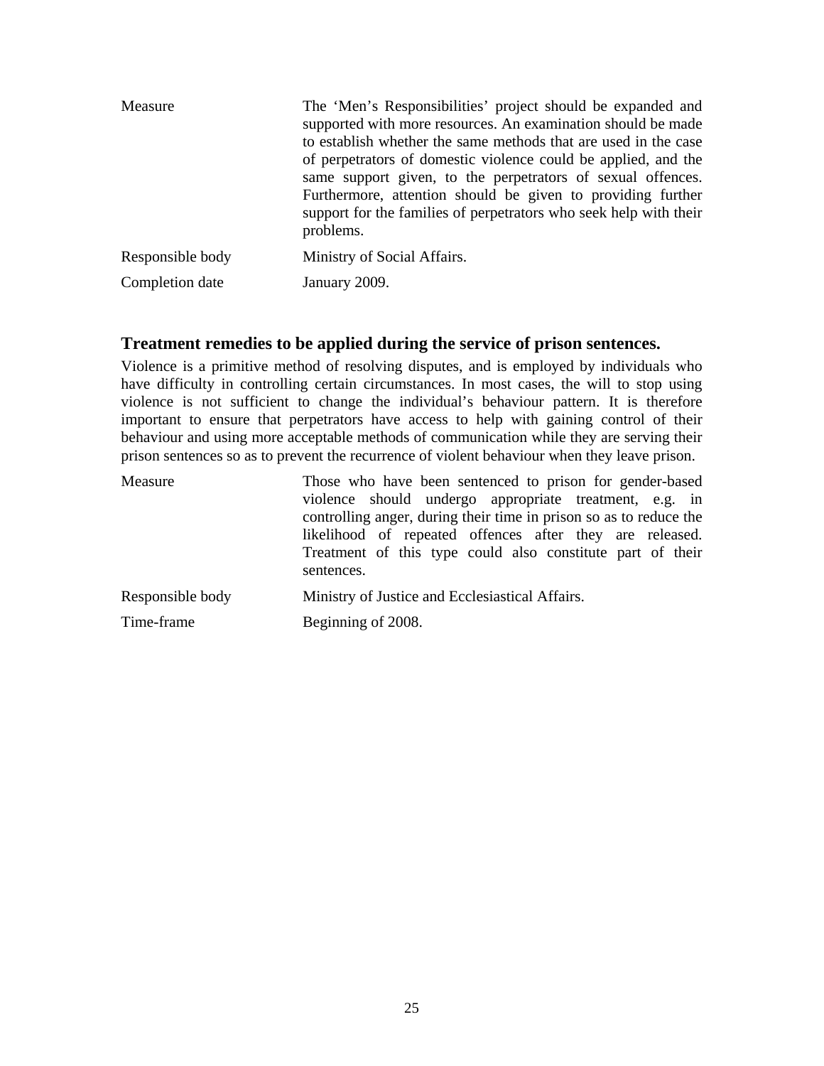| | |
|---|---|
| Measure | The 'Men's Responsibilities' project should be expanded and supported with more resources. An examination should be made to establish whether the same methods that are used in the case of perpetrators of domestic violence could be applied, and the same support given, to the perpetrators of sexual offences. Furthermore, attention should be given to providing further support for the families of perpetrators who seek help with their problems. |
| Responsible body | Ministry of Social Affairs. |
| Completion date | January 2009. |

### Treatment remedies to be applied during the service of prison sentences.

Violence is a primitive method of resolving disputes, and is employed by individuals who have difficulty in controlling certain circumstances. In most cases, the will to stop using violence is not sufficient to change the individual's behaviour pattern. It is therefore important to ensure that perpetrators have access to help with gaining control of their behaviour and using more acceptable methods of communication while they are serving their prison sentences so as to prevent the recurrence of violent behaviour when they leave prison.

| | |
|---|---|
| Measure | Those who have been sentenced to prison for gender-based violence should undergo appropriate treatment, e.g. in controlling anger, during their time in prison so as to reduce the likelihood of repeated offences after they are released. Treatment of this type could also constitute part of their sentences. |
| Responsible body | Ministry of Justice and Ecclesiastical Affairs. |
| Time-frame | Beginning of 2008. |